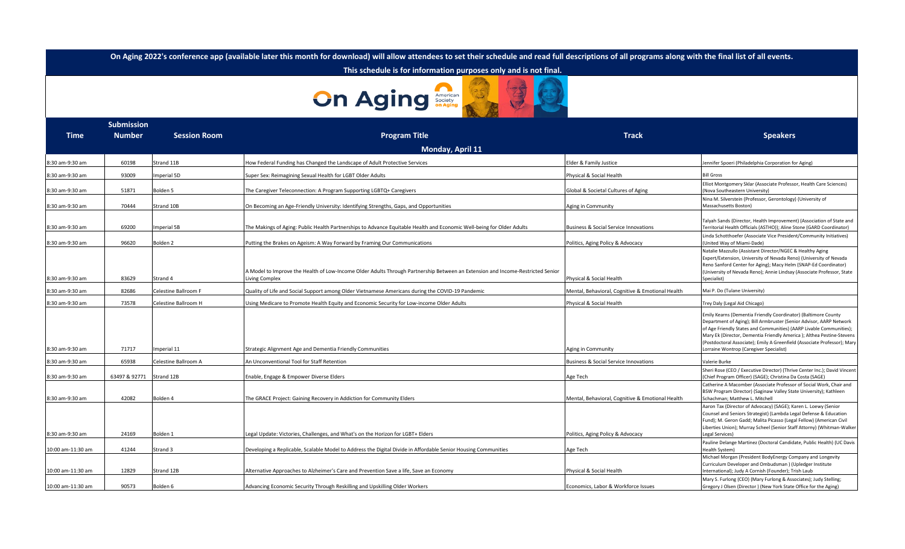**On Aging 2022's conference app (available later this month for download) will allow attendees to set their schedule and read full descriptions of all programs along with the final list of all events.**

**This schedule is for information purposes only and is not final.**

| Time | Submission Number | Session Room | Program Title | Track | Speakers |
|---|---|---|---|---|---|
| | | | **Monday, April 11** | | |
| 8:30 am-9:30 am | 60198 | Strand 11B | How Federal Funding has Changed the Landscape of Adult Protective Services | Elder & Family Justice | Jennifer Spoeri (Philadelphia Corporation for Aging) |
| 8:30 am-9:30 am | 93009 | Imperial 5D | Super Sex: Reimagining Sexual Health for LGBT Older Adults | Physical & Social Health | Bill Gross |
| 8:30 am-9:30 am | 51871 | Bolden 5 | The Caregiver Teleconnection: A Program Supporting LGBTQ+ Caregivers | Global & Societal Cultures of Aging | Elliot Montgomery Sklar (Associate Professor, Health Care Sciences) (Nova Southeastern University) |
| 8:30 am-9:30 am | 70444 | Strand 10B | On Becoming an Age-Friendly University: Identifying Strengths, Gaps, and Opportunities | Aging in Community | Nina M. Silverstein (Professor, Gerontology) (University of Massachusetts Boston) |
| 8:30 am-9:30 am | 69200 | Imperial 5B | The Makings of Aging: Public Health Partnerships to Advance Equitable Health and Economic Well-being for Older Adults | Business & Social Service Innovations | Talyah Sands (Director, Health Improvement) (Association of State and Territorial Health Officials (ASTHO)); Aline Stone (GARD Coordinator) |
| 8:30 am-9:30 am | 96620 | Bolden 2 | Putting the Brakes on Ageism: A Way Forward by Framing Our Communications | Politics, Aging Policy & Advocacy | Linda Schotthoefer (Associate Vice President/Community Initiatives) (United Way of Miami-Dade) |
| 8:30 am-9:30 am | 83629 | Strand 4 | A Model to Improve the Health of Low-Income Older Adults Through Partnership Between an Extension and Income-Restricted Senior Living Complex | Physical & Social Health | Natalie Mazzullo (Assistant Director/NGEC & Healthy Aging Expert/Extension, University of Nevada Reno) (University of Nevada Reno Sanford Center for Aging); Macy Helm (SNAP-Ed Coordinator) (University of Nevada Reno); Annie Lindsay (Associate Professor, State Specialist) |
| 8:30 am-9:30 am | 82686 | Celestine Ballroom F | Quality of Life and Social Support among Older Vietnamese Americans during the COVID-19 Pandemic | Mental, Behavioral, Cognitive & Emotional Health | Mai P. Do (Tulane University) |
| 8:30 am-9:30 am | 73578 | Celestine Ballroom H | Using Medicare to Promote Health Equity and Economic Security for Low-income Older Adults | Physical & Social Health | Trey Daly (Legal Aid Chicago) |
| 8:30 am-9:30 am | 71717 | Imperial 11 | Strategic Alignment Age and Dementia Friendly Communities | Aging in Community | Emily Kearns (Dementia Friendly Coordinator) (Baltimore County Department of Aging); Bill Armbruster (Senior Advisor, AARP Network of Age Friendly States and Communities) (AARP Livable Communities); Mary Ek (Director, Dementia Friendly America ); Althea Pestine-Stevens (Postdoctoral Associate); Emily A Greenfield (Associate Professor); Mary Lorraine Wontrop (Caregiver Specialist) |
| 8:30 am-9:30 am | 65938 | Celestine Ballroom A | An Unconventional Tool for Staff Retention | Business & Social Service Innovations | Valerie Burke |
| 8:30 am-9:30 am | 63497 & 92771 | Strand 12B | Enable, Engage & Empower Diverse Elders | Age Tech | Sheri Rose (CEO / Executive Director) (Thrive Center Inc.); David Vincent (Chief Program Officer) (SAGE); Christina Da Costa (SAGE) |
| 8:30 am-9:30 am | 42082 | Bolden 4 | The GRACE Project: Gaining Recovery in Addiction for Community Elders | Mental, Behavioral, Cognitive & Emotional Health | Catherine A Macomber (Associate Professor of Social Work, Chair and BSW Program Director) (Saginaw Valley State University); Kathleen Schachman; Matthew L. Mitchell |
| 8:30 am-9:30 am | 24169 | Bolden 1 | Legal Update: Victories, Challenges, and What's on the Horizon for LGBT+ Elders | Politics, Aging Policy & Advocacy | Aaron Tax (Director of Advocacy) (SAGE); Karen L. Loewy (Senior Counsel and Seniors Strategist) (Lambda Legal Defense & Education Fund); M. Geron Gadd; Malita Picasso (Legal Fellow) (American Civil Liberties Union); Murray Scheel (Senior Staff Attorny) (Whitman-Walker Legal Services) |
| 10:00 am-11:30 am | 41244 | Strand 3 | Developing a Replicable, Scalable Model to Address the Digital Divide in Affordable Senior Housing Communities | Age Tech | Pauline Delange Martinez (Doctoral Candidate, Public Health) (UC Davis Health System) |
| 10:00 am-11:30 am | 12829 | Strand 12B | Alternative Approaches to Alzheimer's Care and Prevention Save a life, Save an Economy | Physical & Social Health | Michael Morgan (President BodyEnergy Company and Longevity Curriculum Developer and Ombudsman ) (Upledger Institute International); Judy A Cornish (Founder); Trish Laub |
| 10:00 am-11:30 am | 90573 | Bolden 6 | Advancing Economic Security Through Reskilling and Upskilling Older Workers | Economics, Labor & Workforce Issues | Mary S. Furlong (CEO) (Mary Furlong & Associates); Judy Stelling; Gregory J Olsen (Director ) (New York State Office for the Aging) |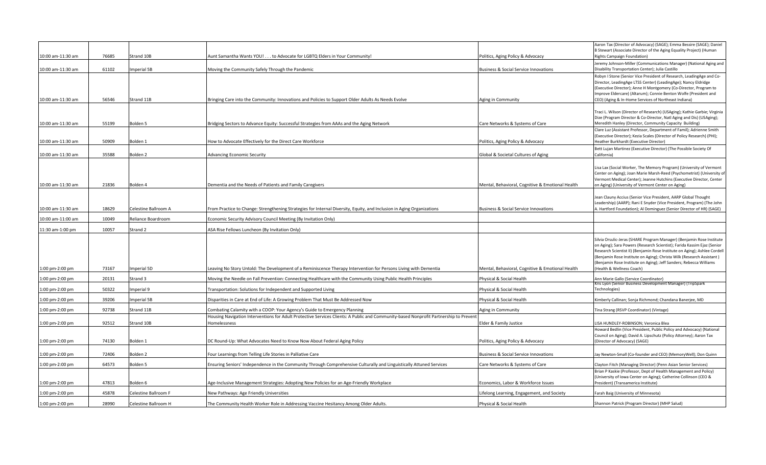| | | | | | |
|---|---|---|---|---|---|
| 10:00 am-11:30 am | 76685 | Strand 10B | Aunt Samantha Wants YOU! . . . to Advocate for LGBTQ Elders in Your Community! | Politics, Aging Policy & Advocacy | Aaron Tax (Director of Advocacy) (SAGE); Emma Bessire (SAGE); Daniel B Stewart (Associate Director of the Aging Equality Project) (Human Rights Campaign Foundation) |
| 10:00 am-11:30 am | 61102 | Imperial 5B | Moving the Community Safely Through the Pandemic | Business & Social Service Innovations | Jeremy Johnson-Miller (Communications Manager) (National Aging and Disability Transportation Center); Julia Castillo |
| 10:00 am-11:30 am | 56546 | Strand 11B | Bringing Care into the Community: Innovations and Policies to Support Older Adults As Needs Evolve | Aging in Community | Robyn I Stone (Senior Vice President of Research, LeadingAge and Co-Director, LeadingAge LTSS Center) (LeadingAge); Nancy Eldridge (Executive Director); Anne H Montgomery (Co-Director, Program to Improve Eldercare) (Altarum); Connie Benton Wolfe (President and CEO) (Aging & In-Home Services of Northeast Indiana) |
| 10:00 am-11:30 am | 55199 | Bolden 5 | Bridging Sectors to Advance Equity: Successful Strategies from AAAs and the Aging Network | Care Networks & Systems of Care | Traci L. Wilson (Director of Research) (USAging); Kathie Garbie; Virginia Dize (Program Director & Co-Director, Natl Aging and Dis) (USAging); Meredith Hanley (Director, Community Capacity Building) |
| 10:00 am-11:30 am | 50909 | Bolden 1 | How to Advocate Effectively for the Direct Care Workforce | Politics, Aging Policy & Advocacy | Clare Luz (Assistant Professor, Department of Famil); Adrienne Smith (Executive Director); Kezia Scales (Director of Policy Research) (PHI); Heather Burkhardt (Executive Director) |
| 10:00 am-11:30 am | 35588 | Bolden 2 | Advancing Economic Security | Global & Societal Cultures of Aging | Bett Lujan Martinez (Executive Director) (The Possible Society Of California) |
| 10:00 am-11:30 am | 21836 | Bolden 4 | Dementia and the Needs of Patients and Family Caregivers | Mental, Behavioral, Cognitive & Emotional Health | Lisa Lax (Social Worker, The Memory Program) (University of Vermont Center on Aging); Joan Marie Marsh-Reed (Psychometrist) (University of Vermont Medical Center); Jeanne Hutchins (Executive Director, Center on Aging) (University of Vermont Center on Aging) |
| 10:00 am-11:30 am | 18629 | Celestine Ballroom A | From Practice to Change: Strengthening Strategies for Internal Diversity, Equity, and Inclusion in Aging Organizations | Business & Social Service Innovations | Jean Clauny Accius (Senior Vice President, AARP Global Thought Leadership) (AARP); Rani E Snyder (Vice President, Program) (The John A. Hartford Foundation); Al Dominguez (Senior Director of HR) (SAGE) |
| 10:00 am-11:00 am | 10049 | Reliance Boardroom | Economic Security Advisory Council Meeting (By Invitation Only) | | |
| 11:30 am-1:00 pm | 10057 | Strand 2 | ASA Rise Fellows Luncheon (By Invitation Only) | | |
| 1:00 pm-2:00 pm | 73167 | Imperial 5D | Leaving No Story Untold: The Development of a Reminiscence Therapy Intervention for Persons Living with Dementia | Mental, Behavioral, Cognitive & Emotional Health | Silvia Orsulic-Jeras (SHARE Program Manager) (Benjamin Rose Institute on Aging); Sara Powers (Research Scientist); Farida Kassim Ejaz (Senior Research Scientist II) (Benjamin Rose Institute on Aging); Ashlee Cordell (Benjamin Rose Institute on Aging); Christa Wilk (Research Assistant ) (Benjamin Rose Institute on Aging); Jeff Sanders; Rebecca Williams (Health & Wellness Coach) |
| 1:00 pm-2:00 pm | 20131 | Strand 3 | Moving the Needle on Fall Prevention: Connecting Healthcare with the Community Using Public Health Principles | Physical & Social Health | Ann Marie Gallo (Service Coordinator) |
| 1:00 pm-2:00 pm | 50322 | Imperial 9 | Transportation: Solutions for Independent and Supported Living | Physical & Social Health | Kris Lyon (Senior Business Development Manager) (TripSpark Technologies) |
| 1:00 pm-2:00 pm | 39206 | Imperial 5B | Disparities in Care at End of Life: A Growing Problem That Must Be Addressed Now | Physical & Social Health | Kimberly Callinan; Sonja Richmond; Chandana Banerjee, MD |
| 1:00 pm-2:00 pm | 92738 | Strand 11B | Combating Calamity with a COOP: Your Agency's Guide to Emergency Planning | Aging in Community | Tina Strang (RSVP Coordinator) (Vintage) |
| 1:00 pm-2:00 pm | 92512 | Strand 10B | Housing Navigation Interventions for Adult Protective Services Clients: A Public and Community-based Nonprofit Partnership to Prevent Homelessness | Elder & Family Justice | LISA HUNDLEY-ROBINSON; Veronica Blea |
| 1:00 pm-2:00 pm | 74130 | Bolden 1 | DC Round-Up: What Advocates Need to Know Now About Federal Aging Policy | Politics, Aging Policy & Advocacy | Howard Bedlin (Vice President, Public Policy and Advocacy) (National Council on Aging); David A. Lipschutz (Policy Attorney); Aaron Tax (Director of Advocacy) (SAGE) |
| 1:00 pm-2:00 pm | 72406 | Bolden 2 | Four Learnings from Telling Life Stories in Palliative Care | Business & Social Service Innovations | Jay Newton-Small (Co-founder and CEO) (MemoryWell); Don Quinn |
| 1:00 pm-2:00 pm | 64573 | Bolden 5 | Ensuring Seniors' Independence in the Community Through Comprehensive Culturally and Linguistically Attuned Services | Care Networks & Systems of Care | Clayton Fitch (Managing Director) (Penn Asian Senior Services) |
| 1:00 pm-2:00 pm | 47813 | Bolden 6 | Age-Inclusive Management Strategies: Adopting New Policies for an Age-Friendly Workplace | Economics, Labor & Workforce Issues | Brian P Kaskie (Professor, Dept of Health Management and Policy) (University of Iowa Center on Aging); Catherine Collinson (CEO & President) (Transamerica Institute) |
| 1:00 pm-2:00 pm | 45878 | Celestine Ballroom F | New Pathways: Age Friendly Universities | Lifelong Learning, Engagement, and Society | Farah Baig (University of Minnesota) |
| 1:00 pm-2:00 pm | 28990 | Celestine Ballroom H | The Community Health Worker Role in Addressing Vaccine Hesitancy Among Older Adults. | Physical & Social Health | Shannon Patrick (Program Director) (MHP Salud) |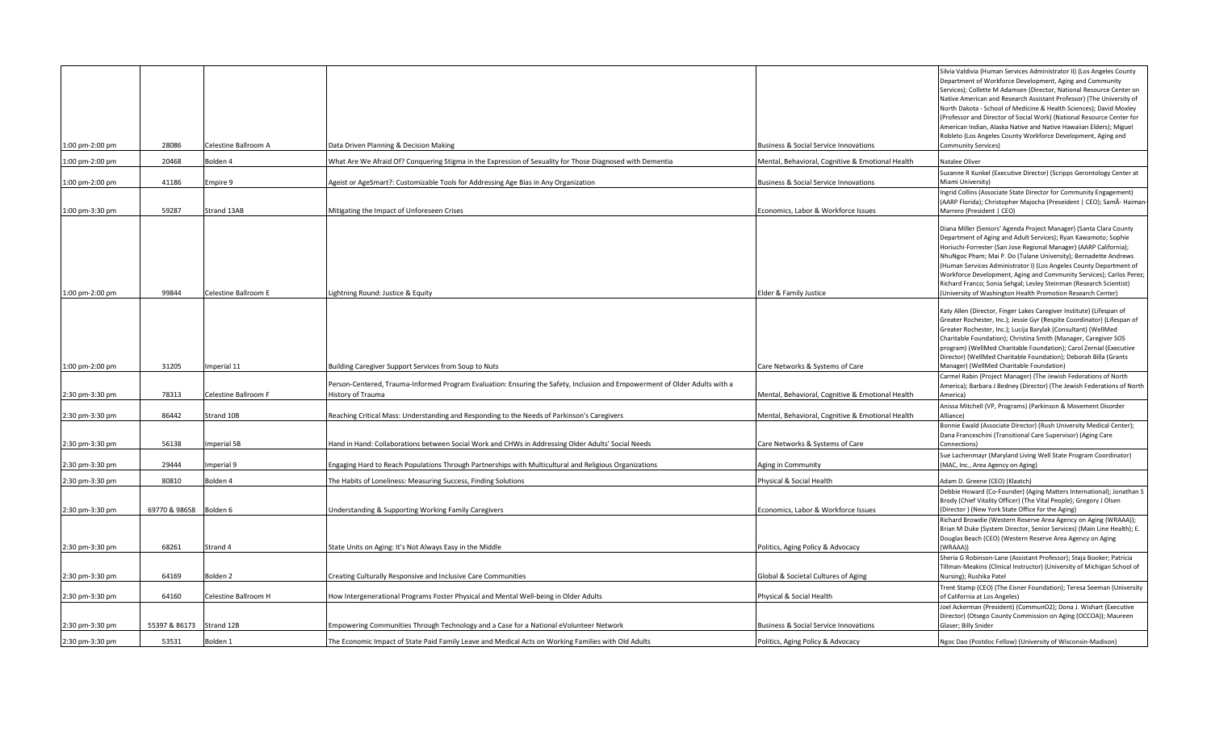| | | | | | |
|---|---|---|---|---|---|
| 1:00 pm-2:00 pm | 28086 | Celestine Ballroom A | Data Driven Planning & Decision Making | Business & Social Service Innovations | Silvia Valdivia (Human Services Administrator II) (Los Angeles County Department of Workforce Development, Aging and Community Services); Collette M Adamsen (Director, National Resource Center on Native American and Research Assistant Professor) (The University of North Dakota - School of Medicine & Health Sciences); David Moxley (Professor and Director of Social Work) (National Resource Center for American Indian, Alaska Native and Native Hawaiian Elders); Miguel Robleto (Los Angeles County Workforce Development, Aging and Community Services) |
| 1:00 pm-2:00 pm | 20468 | Bolden 4 | What Are We Afraid Of? Conquering Stigma in the Expression of Sexuality for Those Diagnosed with Dementia | Mental, Behavioral, Cognitive & Emotional Health | Natalee Oliver |
| 1:00 pm-2:00 pm | 41186 | Empire 9 | Ageist or AgeSmart?: Customizable Tools for Addressing Age Bias in Any Organization | Business & Social Service Innovations | Suzanne R Kunkel (Executive Director) (Scripps Gerontology Center at Miami University) |
| 1:00 pm-3:30 pm | 59287 | Strand 13AB | Mitigating the Impact of Unforeseen Crises | Economics, Labor & Workforce Issues | Ingrid Collins (Associate State Director for Community Engagement) (AARP Florida); Christopher Majocha (Preseident \| CEO); SamÂ- Haiman-Marrero (President \| CEO) |
| 1:00 pm-2:00 pm | 99844 | Celestine Ballroom E | Lightning Round: Justice & Equity | Elder & Family Justice | Diana Miller (Seniors' Agenda Project Manager) (Santa Clara County Department of Aging and Adult Services); Ryan Kawamoto; Sophie Horiuchi-Forrester (San Jose Regional Manager) (AARP California); NhuNgoc Pham; Mai P. Do (Tulane University); Bernadette Andrews (Human Services Administrator I) (Los Angeles County Department of Workforce Development, Aging and Community Services); Carlos Perez; Richard Franco; Sonia Sehgal; Lesley Steinman (Research Scientist) (University of Washington Health Promotion Research Center) |
| 1:00 pm-2:00 pm | 31205 | Imperial 11 | Building Caregiver Support Services from Soup to Nuts | Care Networks & Systems of Care | Katy Allen (Director, Finger Lakes Caregiver Institute) (Lifespan of Greater Rochester, Inc.); Jessie Gyr (Respite Coordinator) (Lifespan of Greater Rochester, Inc.); Lucija Barylak (Consultant) (WellMed Charitable Foundation); Christina Smith (Manager, Caregiver SOS program) (WellMed Charitable Foundation); Carol Zernial (Executive Director) (WellMed Charitable Foundation); Deborah Billa (Grants Manager) (WellMed Charitable Foundation) |
| 2:30 pm-3:30 pm | 78313 | Celestine Ballroom F | Person-Centered, Trauma-Informed Program Evaluation: Ensuring the Safety, Inclusion and Empowerment of Older Adults with a History of Trauma | Mental, Behavioral, Cognitive & Emotional Health | Carmel Rabin (Project Manager) (The Jewish Federations of North America); Barbara J Bedney (Director) (The Jewish Federations of North America) |
| 2:30 pm-3:30 pm | 86442 | Strand 10B | Reaching Critical Mass: Understanding and Responding to the Needs of Parkinson's Caregivers | Mental, Behavioral, Cognitive & Emotional Health | Anissa Mitchell (VP, Programs) (Parkinson & Movement Disorder Alliance) |
| 2:30 pm-3:30 pm | 56138 | Imperial 5B | Hand in Hand: Collaborations between Social Work and CHWs in Addressing Older Adults' Social Needs | Care Networks & Systems of Care | Bonnie Ewald (Associate Director) (Rush University Medical Center); Dana Franceschini (Transitional Care Supervisor) (Aging Care Connections) |
| 2:30 pm-3:30 pm | 29444 | Imperial 9 | Engaging Hard to Reach Populations Through Partnerships with Multicultural and Religious Organizations | Aging in Community | Sue Lachenmayr (Maryland Living Well State Program Coordinator) (MAC, Inc., Area Agency on Aging) |
| 2:30 pm-3:30 pm | 80810 | Bolden 4 | The Habits of Loneliness: Measuring Success, Finding Solutions | Physical & Social Health | Adam D. Greene (CEO) (Klaatch) |
| 2:30 pm-3:30 pm | 69770 & 98658 | Bolden 6 | Understanding & Supporting Working Family Caregivers | Economics, Labor & Workforce Issues | Debbie Howard (Co-Founder) (Aging Matters International); Jonathan S Brody (Chief Vitality Officer) (The Vital People); Gregory J Olsen (Director ) (New York State Office for the Aging) |
| 2:30 pm-3:30 pm | 68261 | Strand 4 | State Units on Aging: It's Not Always Easy in the Middle | Politics, Aging Policy & Advocacy | Richard Browdie (Western Reserve Area Agency on Aging (WRAAA)); Brian M Duke (System Director, Senior Services) (Main Line Health); E. Douglas Beach (CEO) (Western Reserve Area Agency on Aging (WRAAA)) |
| 2:30 pm-3:30 pm | 64169 | Bolden 2 | Creating Culturally Responsive and Inclusive Care Communities | Global & Societal Cultures of Aging | Sheria G Robinson-Lane (Assistant Professor); Staja Booker; Patricia Tillman-Meakins (Clinical Instructor) (University of Michigan School of Nursing); Rushika Patel |
| 2:30 pm-3:30 pm | 64160 | Celestine Ballroom H | How Intergenerational Programs Foster Physical and Mental Well-being in Older Adults | Physical & Social Health | Trent Stamp (CEO) (The Eisner Foundation); Teresa Seeman (University of California at Los Angeles) |
| 2:30 pm-3:30 pm | 55397 & 86173 | Strand 12B | Empowering Communities Through Technology and a Case for a National eVolunteer Network | Business & Social Service Innovations | Joel Ackerman (President) (CommunO2); Dona J. Wishart (Executive Director) (Otsego County Commission on Aging (OCCOA)); Maureen Glaser; Billy Snider |
| 2:30 pm-3:30 pm | 53531 | Bolden 1 | The Economic Impact of State Paid Family Leave and Medical Acts on Working Families with Old Adults | Politics, Aging Policy & Advocacy | Ngoc Dao (Postdoc Fellow) (University of Wisconsin-Madison) |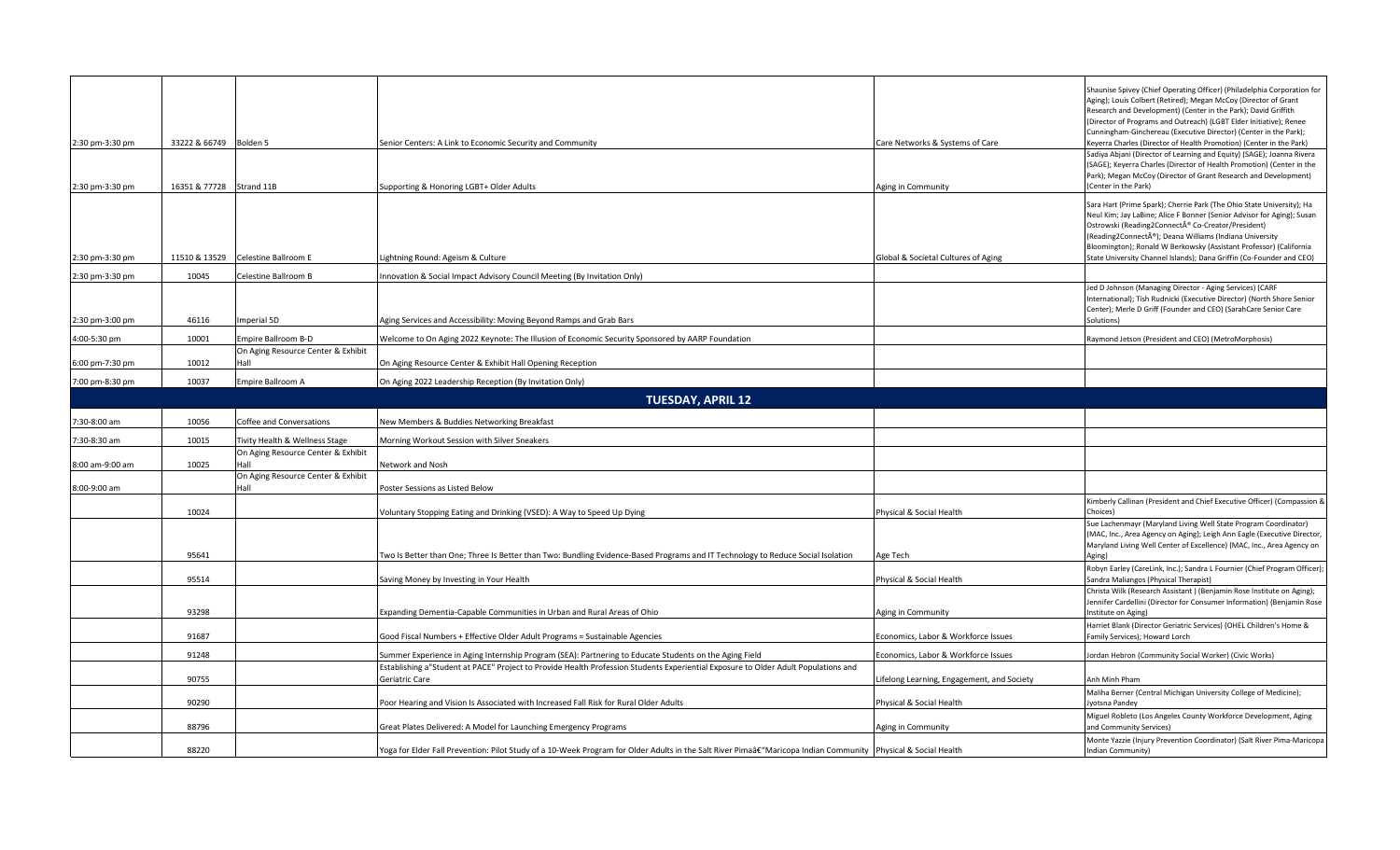| | | | | | |
|---|---|---|---|---|---|
| 2:30 pm-3:30 pm | 33222 & 66749 | Bolden 5 | Senior Centers: A Link to Economic Security and Community | Care Networks & Systems of Care | Shaunise Spivey (Chief Operating Officer) (Philadelphia Corporation for Aging); Louis Colbert (Retired); Megan McCoy (Director of Grant Research and Development) (Center in the Park); David Griffith (Director of Programs and Outreach) (LGBT Elder Initiative); Renee Cunningham-Ginchereau (Executive Director) (Center in the Park); Keyerra Charles (Director of Health Promotion) (Center in the Park) |
| 2:30 pm-3:30 pm | 16351 & 77728 | Strand 11B | Supporting & Honoring LGBT+ Older Adults | Aging in Community | Sadiya Abjani (Director of Learning and Equity) (SAGE); Joanna Rivera (SAGE); Keyerra Charles (Director of Health Promotion) (Center in the Park); Megan McCoy (Director of Grant Research and Development) (Center in the Park) |
| 2:30 pm-3:30 pm | 11510 & 13529 | Celestine Ballroom E | Lightning Round: Ageism & Culture | Global & Societal Cultures of Aging | Sara Hart (Prime Spark); Cherrie Park (The Ohio State University); Ha Neul Kim; Jay LaBine; Alice F Bonner (Senior Advisor for Aging); Susan Ostrowski (Reading2ConnectÂ® Co-Creator/President) (Reading2ConnectÂ®); Deana Williams (Indiana University Bloomington); Ronald W Berkowsky (Assistant Professor) (California State University Channel Islands); Dana Griffin (Co-Founder and CEO) |
| 2:30 pm-3:30 pm | 10045 | Celestine Ballroom B | Innovation & Social Impact Advisory Council Meeting (By Invitation Only) | | |
| 2:30 pm-3:00 pm | 46116 | Imperial 5D | Aging Services and Accessibility: Moving Beyond Ramps and Grab Bars | | Jed D Johnson (Managing Director - Aging Services) (CARF International); Tish Rudnicki (Executive Director) (North Shore Senior Center); Merle D Griff (Founder and CEO) (SarahCare Senior Care Solutions) |
| 4:00-5:30 pm | 10001 | Empire Ballroom B-D | Welcome to On Aging 2022 Keynote: The Illusion of Economic Security Sponsored by AARP Foundation | | Raymond Jetson (President and CEO) (MetroMorphosis) |
| 6:00 pm-7:30 pm | 10012 | On Aging Resource Center & Exhibit Hall | On Aging Resource Center & Exhibit Hall Opening Reception | | |
| 7:00 pm-8:30 pm | 10037 | Empire Ballroom A | On Aging 2022 Leadership Reception (By Invitation Only) | | |
| | | | **TUESDAY, APRIL 12** | | |
| 7:30-8:00 am | 10056 | Coffee and Conversations | New Members & Buddies Networking Breakfast | | |
| 7:30-8:30 am | 10015 | Tivity Health & Wellness Stage | Morning Workout Session with Silver Sneakers | | |
| 8:00 am-9:00 am | 10025 | On Aging Resource Center & Exhibit Hall | Network and Nosh | | |
| 8:00-9:00 am | | On Aging Resource Center & Exhibit Hall | Poster Sessions as Listed Below | | |
| | 10024 | | Voluntary Stopping Eating and Drinking (VSED): A Way to Speed Up Dying | Physical & Social Health | Kimberly Callinan (President and Chief Executive Officer) (Compassion & Choices) |
| | 95641 | | Two Is Better than One; Three Is Better than Two: Bundling Evidence-Based Programs and IT Technology to Reduce Social Isolation | Age Tech | Sue Lachenmayr (Maryland Living Well State Program Coordinator) (MAC, Inc., Area Agency on Aging); Leigh Ann Eagle (Executive Director, Maryland Living Well Center of Excellence) (MAC, Inc., Area Agency on Aging) |
| | 95514 | | Saving Money by Investing in Your Health | Physical & Social Health | Robyn Earley (CareLink, Inc.); Sandra L Fournier (Chief Program Officer); Sandra Maliangos (Physical Therapist) |
| | 93298 | | Expanding Dementia-Capable Communities in Urban and Rural Areas of Ohio | Aging in Community | Christa Wilk (Research Assistant ) (Benjamin Rose Institute on Aging); Jennifer Cardellini (Director for Consumer Information) (Benjamin Rose Institute on Aging) |
| | 91687 | | Good Fiscal Numbers + Effective Older Adult Programs = Sustainable Agencies | Economics, Labor & Workforce Issues | Harriet Blank (Director Geriatric Services) (OHEL Children's Home & Family Services); Howard Lorch |
| | 91248 | | Summer Experience in Aging Internship Program (SEA): Partnering to Educate Students on the Aging Field | Economics, Labor & Workforce Issues | Jordan Hebron (Community Social Worker) (Civic Works) |
| | 90755 | | Establishing a"Student at PACE" Project to Provide Health Profession Students Experiential Exposure to Older Adult Populations and Geriatric Care | Lifelong Learning, Engagement, and Society | Anh Minh Pham |
| | 90290 | | Poor Hearing and Vision Is Associated with Increased Fall Risk for Rural Older Adults | Physical & Social Health | Maliha Berner (Central Michigan University College of Medicine); Jyotsna Pandey |
| | 88796 | | Great Plates Delivered: A Model for Launching Emergency Programs | Aging in Community | Miguel Robleto (Los Angeles County Workforce Development, Aging and Community Services) |
| | 88220 | | Yoga for Elder Fall Prevention: Pilot Study of a 10-Week Program for Older Adults in the Salt River Pimaâ€"Maricopa Indian Community | Physical & Social Health | Monte Yazzie (Injury Prevention Coordinator) (Salt River Pima-Maricopa Indian Community) |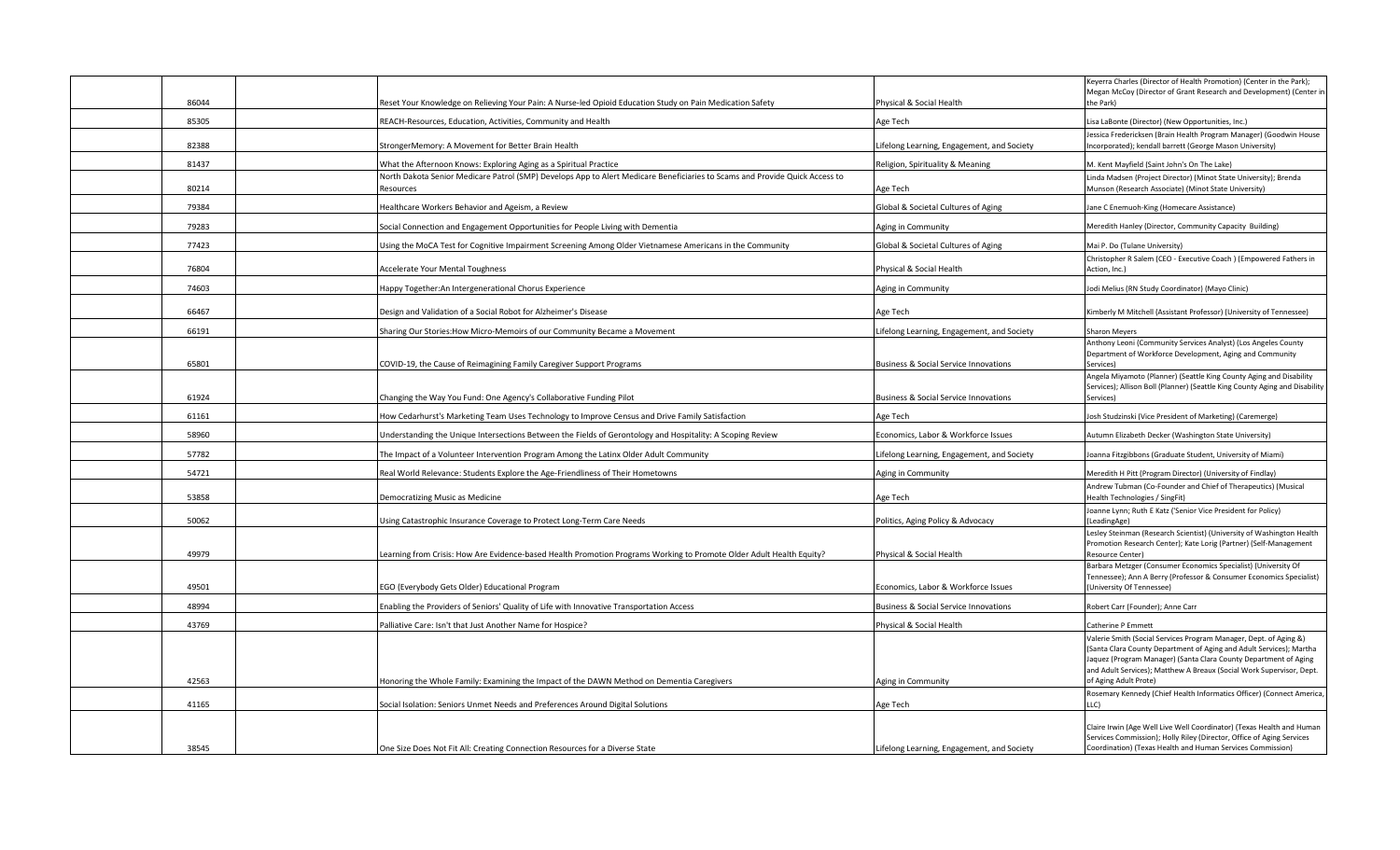| | | | | |
|---|---|---|---|---|
| | 86044 | | Reset Your Knowledge on Relieving Your Pain: A Nurse-led Opioid Education Study on Pain Medication Safety | Physical & Social Health | Keyerra Charles (Director of Health Promotion) (Center in the Park); Megan McCoy (Director of Grant Research and Development) (Center in the Park) |
| | 85305 | | REACH-Resources, Education, Activities, Community and Health | Age Tech | Lisa LaBonte (Director) (New Opportunities, Inc.) |
| | 82388 | | StrongerMemory: A Movement for Better Brain Health | Lifelong Learning, Engagement, and Society | Jessica Fredericksen (Brain Health Program Manager) (Goodwin House Incorporated); kendall barrett (George Mason University) |
| | 81437 | | What the Afternoon Knows: Exploring Aging as a Spiritual Practice | Religion, Spirituality & Meaning | M. Kent Mayfield (Saint John's On The Lake) |
| | 80214 | | North Dakota Senior Medicare Patrol (SMP) Develops App to Alert Medicare Beneficiaries to Scams and Provide Quick Access to Resources | Age Tech | Linda Madsen (Project Director) (Minot State University); Brenda Munson (Research Associate) (Minot State University) |
| | 79384 | | Healthcare Workers Behavior and Ageism, a Review | Global & Societal Cultures of Aging | Jane C Enemuoh-King (Homecare Assistance) |
| | 79283 | | Social Connection and Engagement Opportunities for People Living with Dementia | Aging in Community | Meredith Hanley (Director, Community Capacity Building) |
| | 77423 | | Using the MoCA Test for Cognitive Impairment Screening Among Older Vietnamese Americans in the Community | Global & Societal Cultures of Aging | Mai P. Do (Tulane University) |
| | 76804 | | Accelerate Your Mental Toughness | Physical & Social Health | Christopher R Salem (CEO - Executive Coach ) (Empowered Fathers in Action, Inc.) |
| | 74603 | | Happy Together:An Intergenerational Chorus Experience | Aging in Community | Jodi Melius (RN Study Coordinator) (Mayo Clinic) |
| | 66467 | | Design and Validation of a Social Robot for Alzheimer's Disease | Age Tech | Kimberly M Mitchell (Assistant Professor) (University of Tennessee) |
| | 66191 | | Sharing Our Stories:How Micro-Memoirs of our Community Became a Movement | Lifelong Learning, Engagement, and Society | Sharon Meyers |
| | 65801 | | COVID-19, the Cause of Reimagining Family Caregiver Support Programs | Business & Social Service Innovations | Anthony Leoni (Community Services Analyst) (Los Angeles County Department of Workforce Development, Aging and Community Services) |
| | 61924 | | Changing the Way You Fund: One Agency's Collaborative Funding Pilot | Business & Social Service Innovations | Angela Miyamoto (Planner) (Seattle King County Aging and Disability Services); Allison Boll (Planner) (Seattle King County Aging and Disability Services) |
| | 61161 | | How Cedarhurst's Marketing Team Uses Technology to Improve Census and Drive Family Satisfaction | Age Tech | Josh Studzinski (Vice President of Marketing) (Caremerge) |
| | 58960 | | Understanding the Unique Intersections Between the Fields of Gerontology and Hospitality: A Scoping Review | Economics, Labor & Workforce Issues | Autumn Elizabeth Decker (Washington State University) |
| | 57782 | | The Impact of a Volunteer Intervention Program Among the Latinx Older Adult Community | Lifelong Learning, Engagement, and Society | Joanna Fitzgibbons (Graduate Student, University of Miami) |
| | 54721 | | Real World Relevance: Students Explore the Age-Friendliness of Their Hometowns | Aging in Community | Meredith H Pitt (Program Director) (University of Findlay) |
| | 53858 | | Democratizing Music as Medicine | Age Tech | Andrew Tubman (Co-Founder and Chief of Therapeutics) (Musical Health Technologies / SingFit) |
| | 50062 | | Using Catastrophic Insurance Coverage to Protect Long-Term Care Needs | Politics, Aging Policy & Advocacy | Joanne Lynn; Ruth E Katz ('Senior Vice President for Policy) (LeadingAge) |
| | 49979 | | Learning from Crisis: How Are Evidence-based Health Promotion Programs Working to Promote Older Adult Health Equity? | Physical & Social Health | Lesley Steinman (Research Scientist) (University of Washington Health Promotion Research Center); Kate Lorig (Partner) (Self-Management Resource Center) |
| | 49501 | | EGO (Everybody Gets Older) Educational Program | Economics, Labor & Workforce Issues | Barbara Metzger (Consumer Economics Specialist) (University Of Tennessee); Ann A Berry (Professor & Consumer Economics Specialist) (University Of Tennessee) |
| | 48994 | | Enabling the Providers of Seniors' Quality of Life with Innovative Transportation Access | Business & Social Service Innovations | Robert Carr (Founder); Anne Carr |
| | 43769 | | Palliative Care: Isn't that Just Another Name for Hospice? | Physical & Social Health | Catherine P Emmett |
| | 42563 | | Honoring the Whole Family: Examining the Impact of the DAWN Method on Dementia Caregivers | Aging in Community | Valerie Smith (Social Services Program Manager, Dept. of Aging &) (Santa Clara County Department of Aging and Adult Services); Martha Jaquez (Program Manager) (Santa Clara County Department of Aging and Adult Services); Matthew A Breaux (Social Work Supervisor, Dept. of Aging Adult Prote) |
| | 41165 | | Social Isolation: Seniors Unmet Needs and Preferences Around Digital Solutions | Age Tech | Rosemary Kennedy (Chief Health Informatics Officer) (Connect America, LLC) |
| | 38545 | | One Size Does Not Fit All: Creating Connection Resources for a Diverse State | Lifelong Learning, Engagement, and Society | Claire Irwin (Age Well Live Well Coordinator) (Texas Health and Human Services Commission); Holly Riley (Director, Office of Aging Services Coordination) (Texas Health and Human Services Commission) |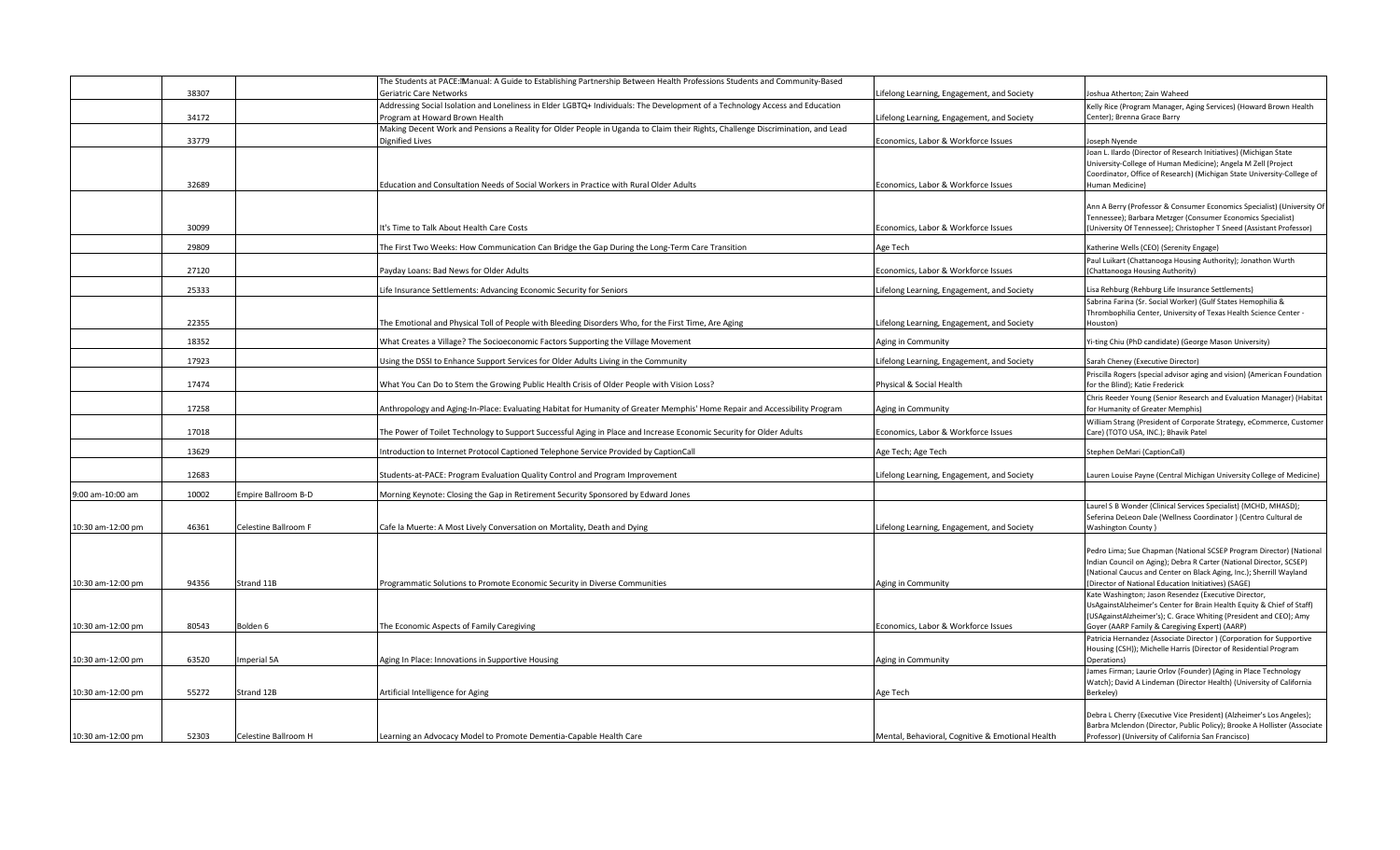| | | | | | |
|---|---|---|---|---|---|
| | 38307 | | The Students at PACE:Manual: A Guide to Establishing Partnership Between Health Professions Students and Community-Based Geriatric Care Networks | Lifelong Learning, Engagement, and Society | Joshua Atherton; Zain Waheed |
| | 34172 | | Addressing Social Isolation and Loneliness in Elder LGBTQ+ Individuals: The Development of a Technology Access and Education Program at Howard Brown Health | Lifelong Learning, Engagement, and Society | Kelly Rice (Program Manager, Aging Services) (Howard Brown Health Center); Brenna Grace Barry |
| | 33779 | | Making Decent Work and Pensions a Reality for Older People in Uganda to Claim their Rights, Challenge Discrimination, and Lead Dignified Lives | Economics, Labor & Workforce Issues | Joseph Nyende |
| | 32689 | | Education and Consultation Needs of Social Workers in Practice with Rural Older Adults | Economics, Labor & Workforce Issues | Joan L. Ilardo (Director of Research Initiatives) (Michigan State University-College of Human Medicine); Angela M Zell (Project Coordinator, Office of Research) (Michigan State University-College of Human Medicine) |
| | 30099 | | It's Time to Talk About Health Care Costs | Economics, Labor & Workforce Issues | Ann A Berry (Professor & Consumer Economics Specialist) (University Of Tennessee); Barbara Metzger (Consumer Economics Specialist) (University Of Tennessee); Christopher T Sneed (Assistant Professor) |
| | 29809 | | The First Two Weeks: How Communication Can Bridge the Gap During the Long-Term Care Transition | Age Tech | Katherine Wells (CEO) (Serenity Engage) |
| | 27120 | | Payday Loans: Bad News for Older Adults | Economics, Labor & Workforce Issues | Paul Luikart (Chattanooga Housing Authority); Jonathon Wurth (Chattanooga Housing Authority) |
| | 25333 | | Life Insurance Settlements: Advancing Economic Security for Seniors | Lifelong Learning, Engagement, and Society | Lisa Rehburg (Rehburg Life Insurance Settlements) |
| | 22355 | | The Emotional and Physical Toll of People with Bleeding Disorders Who, for the First Time, Are Aging | Lifelong Learning, Engagement, and Society | Sabrina Farina (Sr. Social Worker) (Gulf States Hemophilia & Thrombophilia Center, University of Texas Health Science Center - Houston) |
| | 18352 | | What Creates a Village? The Socioeconomic Factors Supporting the Village Movement | Aging in Community | Yi-ting Chiu (PhD candidate) (George Mason University) |
| | 17923 | | Using the DSSI to Enhance Support Services for Older Adults Living in the Community | Lifelong Learning, Engagement, and Society | Sarah Cheney (Executive Director) |
| | 17474 | | What You Can Do to Stem the Growing Public Health Crisis of Older People with Vision Loss? | Physical & Social Health | Priscilla Rogers (special advisor aging and vision) (American Foundation for the Blind); Katie Frederick |
| | 17258 | | Anthropology and Aging-In-Place: Evaluating Habitat for Humanity of Greater Memphis' Home Repair and Accessibility Program | Aging in Community | Chris Reeder Young (Senior Research and Evaluation Manager) (Habitat for Humanity of Greater Memphis) |
| | 17018 | | The Power of Toilet Technology to Support Successful Aging in Place and Increase Economic Security for Older Adults | Economics, Labor & Workforce Issues | William Strang (President of Corporate Strategy, eCommerce, Customer Care) (TOTO USA, INC.); Bhavik Patel |
| | 13629 | | Introduction to Internet Protocol Captioned Telephone Service Provided by CaptionCall | Age Tech; Age Tech | Stephen DeMari (CaptionCall) |
| | 12683 | | Students-at-PACE: Program Evaluation Quality Control and Program Improvement | Lifelong Learning, Engagement, and Society | Lauren Louise Payne (Central Michigan University College of Medicine) |
| 9:00 am-10:00 am | 10002 | Empire Ballroom B-D | Morning Keynote: Closing the Gap in Retirement Security Sponsored by Edward Jones | | |
| 10:30 am-12:00 pm | 46361 | Celestine Ballroom F | Cafe la Muerte: A Most Lively Conversation on Mortality, Death and Dying | Lifelong Learning, Engagement, and Society | Laurel S B Wonder (Clinical Services Specialist) (MCHD, MHASD); Seferina DeLeon Dale (Wellness Coordinator ) (Centro Cultural de Washington County ) |
| 10:30 am-12:00 pm | 94356 | Strand 11B | Programmatic Solutions to Promote Economic Security in Diverse Communities | Aging in Community | Pedro Lima; Sue Chapman (National SCSEP Program Director) (National Indian Council on Aging); Debra R Carter (National Director, SCSEP) (National Caucus and Center on Black Aging, Inc.); Sherrill Wayland (Director of National Education Initiatives) (SAGE) |
| 10:30 am-12:00 pm | 80543 | Bolden 6 | The Economic Aspects of Family Caregiving | Economics, Labor & Workforce Issues | Kate Washington; Jason Resendez (Executive Director, UsAgainstAlzheimer's Center for Brain Health Equity & Chief of Staff) (USAgainstAlzheimer's); C. Grace Whiting (President and CEO); Amy Goyer (AARP Family & Caregiving Expert) (AARP) |
| 10:30 am-12:00 pm | 63520 | Imperial 5A | Aging In Place: Innovations in Supportive Housing | Aging in Community | Patricia Hernandez (Associate Director ) (Corporation for Supportive Housing (CSH)); Michelle Harris (Director of Residential Program Operations) |
| 10:30 am-12:00 pm | 55272 | Strand 12B | Artificial Intelligence for Aging | Age Tech | James Firman; Laurie Orlov (Founder) (Aging in Place Technology Watch); David A Lindeman (Director Health) (University of California Berkeley) |
| 10:30 am-12:00 pm | 52303 | Celestine Ballroom H | Learning an Advocacy Model to Promote Dementia-Capable Health Care | Mental, Behavioral, Cognitive & Emotional Health | Debra L Cherry (Executive Vice President) (Alzheimer's Los Angeles); Barbra Mclendon (Director, Public Policy); Brooke A Hollister (Associate Professor) (University of California San Francisco) |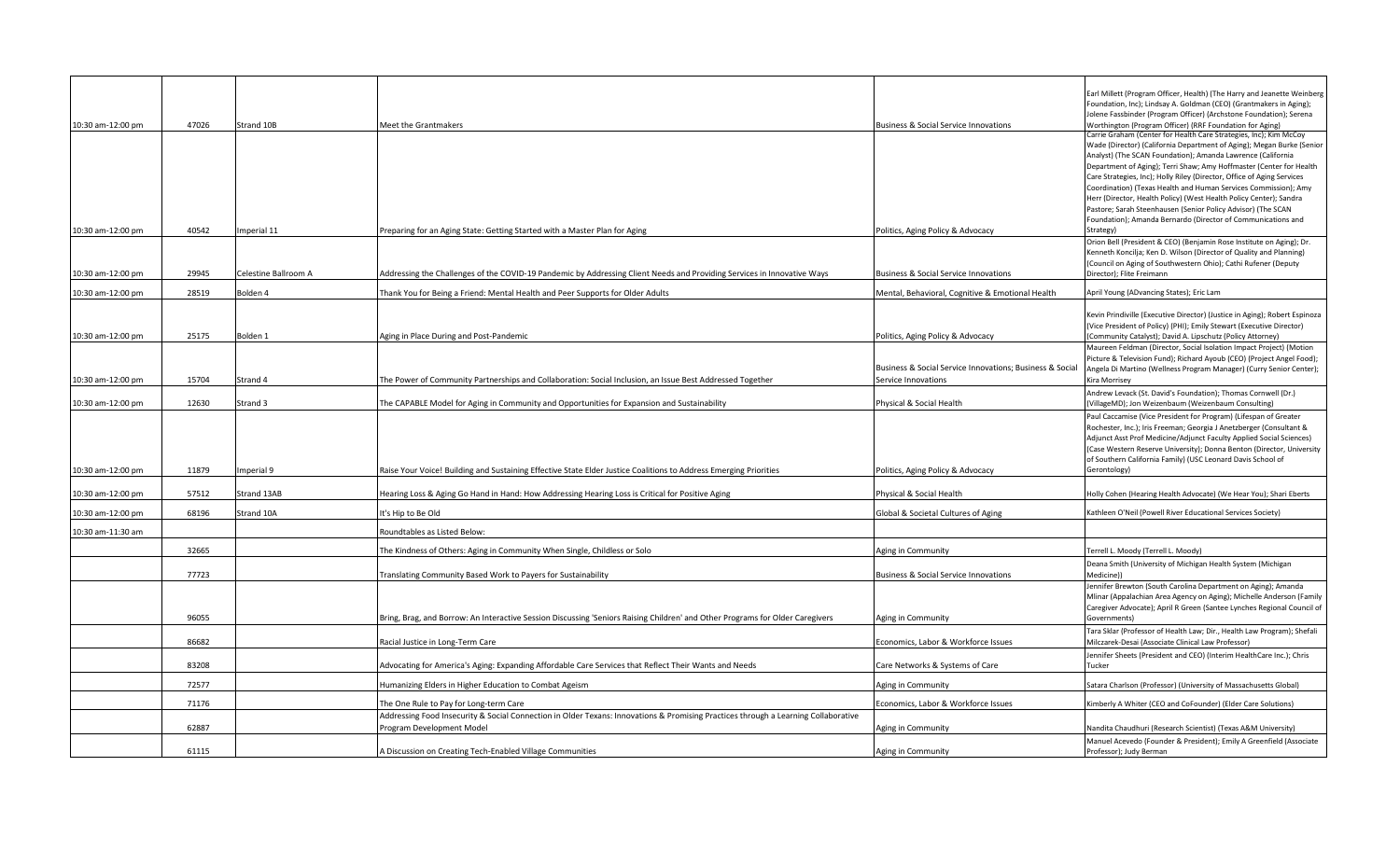| | | | | | |
|---|---|---|---|---|---|
| 10:30 am-12:00 pm | 47026 | Strand 10B | Meet the Grantmakers | Business & Social Service Innovations | Earl Millett (Program Officer, Health) (The Harry and Jeanette Weinberg Foundation, Inc); Lindsay A. Goldman (CEO) (Grantmakers in Aging); Jolene Fassbinder (Program Officer) (Archstone Foundation); Serena Worthington (Program Officer) (RRF Foundation for Aging) |
| 10:30 am-12:00 pm | 40542 | Imperial 11 | Preparing for an Aging State: Getting Started with a Master Plan for Aging | Politics, Aging Policy & Advocacy | Carrie Graham (Center for Health Care Strategies, Inc); Kim McCoy Wade (Director) (California Department of Aging); Megan Burke (Senior Analyst) (The SCAN Foundation); Amanda Lawrence (California Department of Aging); Terri Shaw; Amy Hoffmaster (Center for Health Care Strategies, Inc); Holly Riley (Director, Office of Aging Services Coordination) (Texas Health and Human Services Commission); Amy Herr (Director, Health Policy) (West Health Policy Center); Sandra Pastore; Sarah Steenhausen (Senior Policy Advisor) (The SCAN Foundation); Amanda Bernardo (Director of Communications and Strategy) |
| 10:30 am-12:00 pm | 29945 | Celestine Ballroom A | Addressing the Challenges of the COVID-19 Pandemic by Addressing Client Needs and Providing Services in Innovative Ways | Business & Social Service Innovations | Orion Bell (President & CEO) (Benjamin Rose Institute on Aging); Dr. Kenneth Koncilja; Ken D. Wilson (Director of Quality and Planning) (Council on Aging of Southwestern Ohio); Cathi Rufener (Deputy Director); Flite Freimann |
| 10:30 am-12:00 pm | 28519 | Bolden 4 | Thank You for Being a Friend: Mental Health and Peer Supports for Older Adults | Mental, Behavioral, Cognitive & Emotional Health | April Young (ADvancing States); Eric Lam |
| 10:30 am-12:00 pm | 25175 | Bolden 1 | Aging in Place During and Post-Pandemic | Politics, Aging Policy & Advocacy | Kevin Prindiville (Executive Director) (Justice in Aging); Robert Espinoza (Vice President of Policy) (PHI); Emily Stewart (Executive Director) (Community Catalyst); David A. Lipschutz (Policy Attorney) |
| 10:30 am-12:00 pm | 15704 | Strand 4 | The Power of Community Partnerships and Collaboration: Social Inclusion, an Issue Best Addressed Together | Business & Social Service Innovations; Business & Social Service Innovations | Maureen Feldman (Director, Social Isolation Impact Project) (Motion Picture & Television Fund); Richard Ayoub (CEO) (Project Angel Food); Angela Di Martino (Wellness Program Manager) (Curry Senior Center); Kira Morrisey |
| 10:30 am-12:00 pm | 12630 | Strand 3 | The CAPABLE Model for Aging in Community and Opportunities for Expansion and Sustainability | Physical & Social Health | Andrew Levack (St. David's Foundation); Thomas Cornwell (Dr.) (VillageMD); Jon Weizenbaum (Weizenbaum Consulting) |
| 10:30 am-12:00 pm | 11879 | Imperial 9 | Raise Your Voice! Building and Sustaining Effective State Elder Justice Coalitions to Address Emerging Priorities | Politics, Aging Policy & Advocacy | Paul Caccamise (Vice President for Program) (Lifespan of Greater Rochester, Inc.); Iris Freeman; Georgia J Anetzberger (Consultant & Adjunct Asst Prof Medicine/Adjunct Faculty Applied Social Sciences) (Case Western Reserve University); Donna Benton (Director, University of Southern California Family) (USC Leonard Davis School of Gerontology) |
| 10:30 am-12:00 pm | 57512 | Strand 13AB | Hearing Loss & Aging Go Hand in Hand: How Addressing Hearing Loss is Critical for Positive Aging | Physical & Social Health | Holly Cohen (Hearing Health Advocate) (We Hear You); Shari Eberts |
| 10:30 am-12:00 pm | 68196 | Strand 10A | It's Hip to Be Old | Global & Societal Cultures of Aging | Kathleen O'Neil (Powell River Educational Services Society) |
| 10:30 am-11:30 am | | | Roundtables as Listed Below: | | |
| | 32665 | | The Kindness of Others: Aging in Community When Single, Childless or Solo | Aging in Community | Terrell L. Moody (Terrell L. Moody) |
| | 77723 | | Translating Community Based Work to Payers for Sustainability | Business & Social Service Innovations | Deana Smith (University of Michigan Health System (Michigan Medicine)) |
| | 96055 | | Bring, Brag, and Borrow: An Interactive Session Discussing 'Seniors Raising Children' and Other Programs for Older Caregivers | Aging in Community | Jennifer Brewton (South Carolina Department on Aging); Amanda Mlinar (Appalachian Area Agency on Aging); Michelle Anderson (Family Caregiver Advocate); April R Green (Santee Lynches Regional Council of Governments) |
| | 86682 | | Racial Justice in Long-Term Care | Economics, Labor & Workforce Issues | Tara Sklar (Professor of Health Law; Dir., Health Law Program); Shefali Milczarek-Desai (Associate Clinical Law Professor) |
| | 83208 | | Advocating for America's Aging: Expanding Affordable Care Services that Reflect Their Wants and Needs | Care Networks & Systems of Care | Jennifer Sheets (President and CEO) (Interim HealthCare Inc.); Chris Tucker |
| | 72577 | | Humanizing Elders in Higher Education to Combat Ageism | Aging in Community | Satara Charlson (Professor) (University of Massachusetts Global) |
| | 71176 | | The One Rule to Pay for Long-term Care | Economics, Labor & Workforce Issues | Kimberly A Whiter (CEO and CoFounder) (Elder Care Solutions) |
| | 62887 | | Addressing Food Insecurity & Social Connection in Older Texans: Innovations & Promising Practices through a Learning Collaborative Program Development Model | Aging in Community | Nandita Chaudhuri (Research Scientist) (Texas A&M University) |
| | 61115 | | A Discussion on Creating Tech-Enabled Village Communities | Aging in Community | Manuel Acevedo (Founder & President); Emily A Greenfield (Associate Professor); Judy Berman |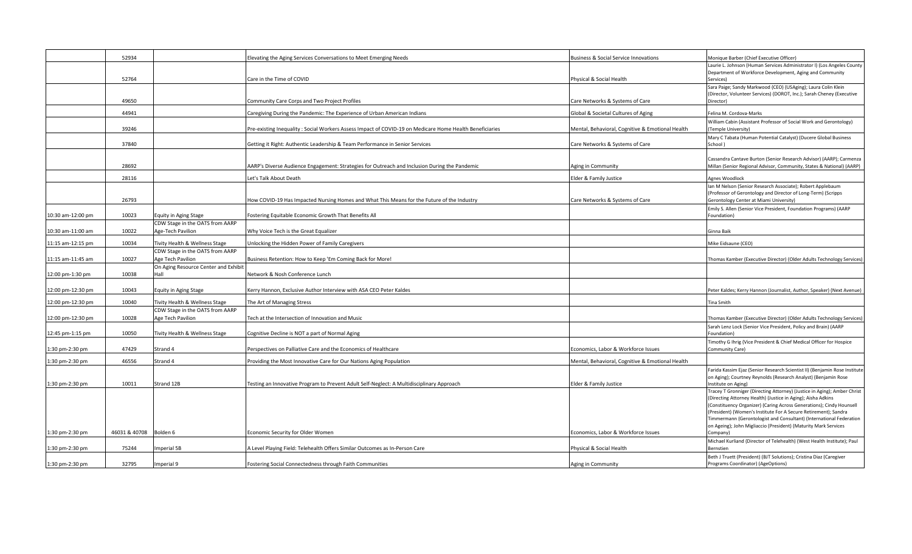| | | | | | |
|---|---|---|---|---|---|
| | 52934 | | Elevating the Aging Services Conversations to Meet Emerging Needs | Business & Social Service Innovations | Monique Barber (Chief Executive Officer) |
| | 52764 | | Care in the Time of COVID | Physical & Social Health | Laurie L. Johnson (Human Services Administrator I) (Los Angeles County Department of Workforce Development, Aging and Community Services) |
| | 49650 | | Community Care Corps and Two Project Profiles | Care Networks & Systems of Care | Sara Paige; Sandy Markwood (CEO) (USAging); Laura Colin Klein (Director, Volunteer Services) (DOROT, Inc.); Sarah Cheney (Executive Director) |
| | 44941 | | Caregiving During the Pandemic: The Experience of Urban American Indians | Global & Societal Cultures of Aging | Felina M. Cordova-Marks |
| | 39246 | | Pre-existing Inequality : Social Workers Assess Impact of COVID-19 on Medicare Home Health Beneficiaries | Mental, Behavioral, Cognitive & Emotional Health | William Cabin (Assistant Professor of Social Work and Gerontology) (Temple University) |
| | 37840 | | Getting it Right: Authentic Leadership & Team Performance in Senior Services | Care Networks & Systems of Care | Mary C Tabata (Human Potential Catalyst) (Ducere Global Business School ) |
| | 28692 | | AARP's Diverse Audience Engagement: Strategies for Outreach and Inclusion During the Pandemic | Aging in Community | Cassandra Cantave Burton (Senior Research Advisor) (AARP); Carmenza Millan (Senior Regional Advisor, Community, States & National) (AARP) |
| | 28116 | | Let's Talk About Death | Elder & Family Justice | Agnes Woodlock |
| | 26793 | | How COVID-19 Has Impacted Nursing Homes and What This Means for the Future of the Industry | Care Networks & Systems of Care | Ian M Nelson (Senior Research Associate); Robert Applebaum (Professor of Gerontology and Director of Long-Term) (Scripps Gerontology Center at Miami University) |
| 10:30 am-12:00 pm | 10023 | Equity in Aging Stage | Fostering Equitable Economic Growth That Benefits All | | Emily S. Allen (Senior Vice President, Foundation Programs) (AARP Foundation) |
| 10:30 am-11:00 am | 10022 | CDW Stage in the OATS from AARP Age-Tech Pavilion | Why Voice Tech is the Great Equalizer | | Ginna Baik |
| 11:15 am-12:15 pm | 10034 | Tivity Health & Wellness Stage | Unlocking the Hidden Power of Family Caregivers | | Mike Eidsaune (CEO) |
| 11:15 am-11:45 am | 10027 | CDW Stage in the OATS from AARP Age Tech Pavilion | Business Retention: How to Keep 'Em Coming Back for More! | | Thomas Kamber (Executive Director) (Older Adults Technology Services) |
| 12:00 pm-1:30 pm | 10038 | On Aging Resource Center and Exhibit Hall | Network & Nosh Conference Lunch | | |
| 12:00 pm-12:30 pm | 10043 | Equity in Aging Stage | Kerry Hannon, Exclusive Author Interview with ASA CEO Peter Kaldes | | Peter Kaldes; Kerry Hannon (Journalist, Author, Speaker) (Next Avenue) |
| 12:00 pm-12:30 pm | 10040 | Tivity Health & Wellness Stage | The Art of Managing Stress | | Tina Smith |
| 12:00 pm-12:30 pm | 10028 | CDW Stage in the OATS from AARP Age Tech Pavilion | Tech at the Intersection of Innovation and Music | | Thomas Kamber (Executive Director) (Older Adults Technology Services) |
| 12:45 pm-1:15 pm | 10050 | Tivity Health & Wellness Stage | Cognitive Decline is NOT a part of Normal Aging | | Sarah Lenz Lock (Senior Vice President, Policy and Brain) (AARP Foundation) |
| 1:30 pm-2:30 pm | 47429 | Strand 4 | Perspectives on Palliative Care and the Economics of Healthcare | Economics, Labor & Workforce Issues | Timothy G Ihrig (Vice President & Chief Medical Officer for Hospice Community Care) |
| 1:30 pm-2:30 pm | 46556 | Strand 4 | Providing the Most Innovative Care for Our Nations Aging Population | Mental, Behavioral, Cognitive & Emotional Health | |
| 1:30 pm-2:30 pm | 10011 | Strand 12B | Testing an Innovative Program to Prevent Adult Self-Neglect: A Multidisciplinary Approach | Elder & Family Justice | Farida Kassim Ejaz (Senior Research Scientist II) (Benjamin Rose Institute on Aging); Courtney Reynolds (Research Analyst) (Benjamin Rose Institute on Aging) |
| 1:30 pm-2:30 pm | 46031 & 40708 | Bolden 6 | Economic Security for Older Women | Economics, Labor & Workforce Issues | Tracey T Gronniger (Directing Attorney) (Justice in Aging); Amber Christ (Directing Attorney Health) (Justice in Aging); Aisha Adkins (Constituency Organizer) (Caring Across Generations); Cindy Hounsell (President) (Women's Institute For A Secure Retirement); Sandra Timmermann (Gerontologist and Consultant) (International Federation on Ageing); John Migliaccio (President) (Maturity Mark Services Company) |
| 1:30 pm-2:30 pm | 75244 | Imperial 5B | A Level Playing Field: Telehealth Offers Similar Outcomes as In-Person Care | Physical & Social Health | Michael Kurliand (Director of Telehealth) (West Health Institute); Paul Bernstien |
| 1:30 pm-2:30 pm | 32795 | Imperial 9 | Fostering Social Connectedness through Faith Communities | Aging in Community | Beth J Truett (President) (BJT Solutions); Cristina Diaz (Caregiver Programs Coordinator) (AgeOptions) |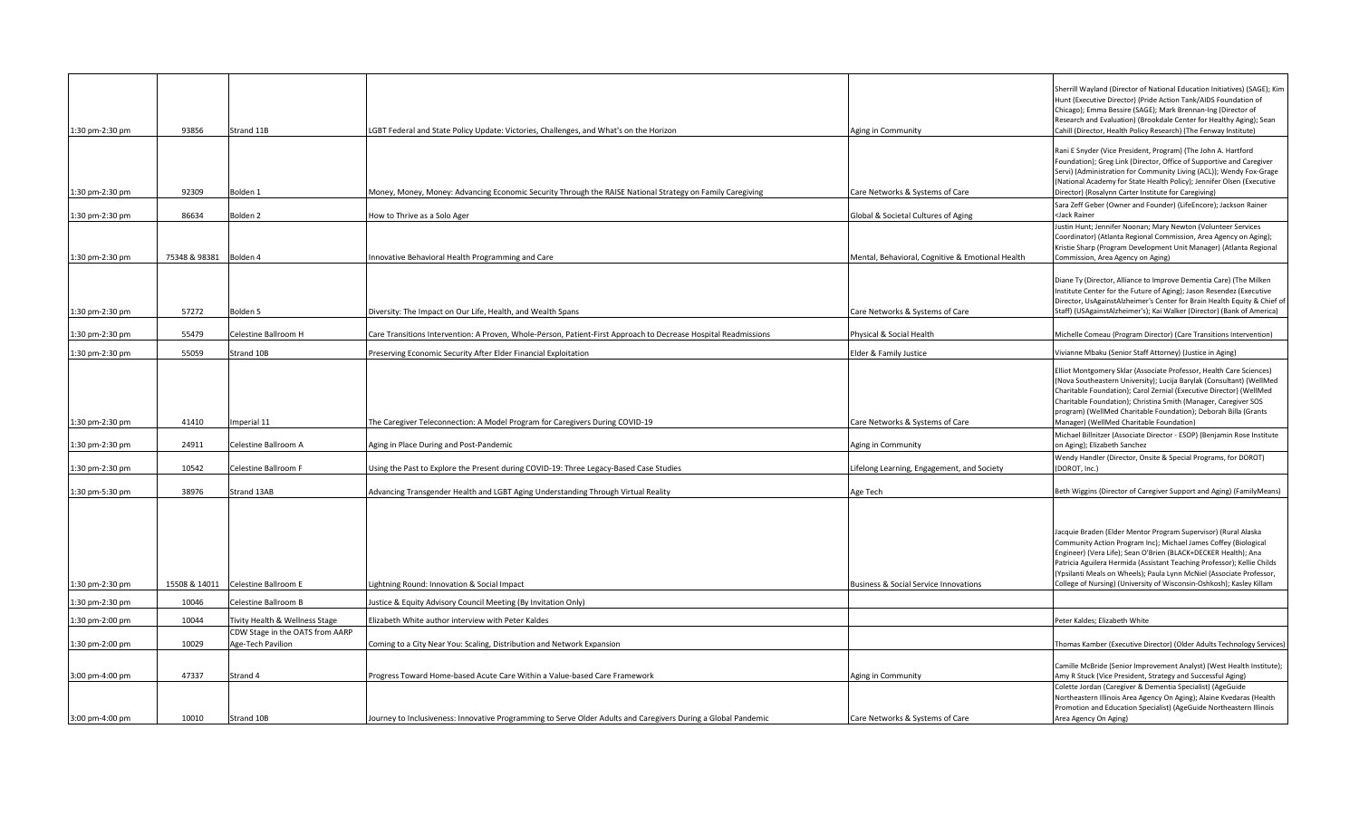| | | | | | |
|---|---|---|---|---|---|
| 1:30 pm-2:30 pm | 93856 | Strand 11B | LGBT Federal and State Policy Update: Victories, Challenges, and What's on the Horizon | Aging in Community | Sherrill Wayland (Director of National Education Initiatives) (SAGE); Kim Hunt (Executive Director) (Pride Action Tank/AIDS Foundation of Chicago); Emma Bessire (SAGE); Mark Brennan-Ing (Director of Research and Evaluation) (Brookdale Center for Healthy Aging); Sean Cahill (Director, Health Policy Research) (The Fenway Institute) |
| 1:30 pm-2:30 pm | 92309 | Bolden 1 | Money, Money, Money: Advancing Economic Security Through the RAISE National Strategy on Family Caregiving | Care Networks & Systems of Care | Rani E Snyder (Vice President, Program) (The John A. Hartford Foundation); Greg Link (Director, Office of Supportive and Caregiver Servi) (Administration for Community Living (ACL)); Wendy Fox-Grage (National Academy for State Health Policy); Jennifer Olsen (Executive Director) (Rosalynn Carter Institute for Caregiving) |
| 1:30 pm-2:30 pm | 86634 | Bolden 2 | How to Thrive as a Solo Ager | Global & Societal Cultures of Aging | Sara Zeff Geber (Owner and Founder) (LifeEncore); Jackson Rainer <Jack Rainer |
| 1:30 pm-2:30 pm | 75348 & 98381 | Bolden 4 | Innovative Behavioral Health Programming and Care | Mental, Behavioral, Cognitive & Emotional Health | Justin Hunt; Jennifer Noonan; Mary Newton (Volunteer Services Coordinator) (Atlanta Regional Commission, Area Agency on Aging); Kristie Sharp (Program Development Unit Manager) (Atlanta Regional Commission, Area Agency on Aging) |
| 1:30 pm-2:30 pm | 57272 | Bolden 5 | Diversity: The Impact on Our Life, Health, and Wealth Spans | Care Networks & Systems of Care | Diane Ty (Director, Alliance to Improve Dementia Care) (The Milken Institute Center for the Future of Aging); Jason Resendez (Executive Director, UsAgainstAlzheimer's Center for Brain Health Equity & Chief of Staff) (USAgainstAlzheimer's); Kai Walker (Director) (Bank of America) |
| 1:30 pm-2:30 pm | 55479 | Celestine Ballroom H | Care Transitions Intervention: A Proven, Whole-Person, Patient-First Approach to Decrease Hospital Readmissions | Physical & Social Health | Michelle Comeau (Program Director) (Care Transitions Intervention) |
| 1:30 pm-2:30 pm | 55059 | Strand 10B | Preserving Economic Security After Elder Financial Exploitation | Elder & Family Justice | Vivianne Mbaku (Senior Staff Attorney) (Justice in Aging) |
| 1:30 pm-2:30 pm | 41410 | Imperial 11 | The Caregiver Teleconnection: A Model Program for Caregivers During COVID-19 | Care Networks & Systems of Care | Elliot Montgomery Sklar (Associate Professor, Health Care Sciences) (Nova Southeastern University); Lucija Barylak (Consultant) (WellMed Charitable Foundation); Carol Zernial (Executive Director) (WellMed Charitable Foundation); Christina Smith (Manager, Caregiver SOS program) (WellMed Charitable Foundation); Deborah Billa (Grants Manager) (WellMed Charitable Foundation) |
| 1:30 pm-2:30 pm | 24911 | Celestine Ballroom A | Aging in Place During and Post-Pandemic | Aging in Community | Michael Billnitzer (Associate Director - ESOP) (Benjamin Rose Institute on Aging); Elizabeth Sanchez |
| 1:30 pm-2:30 pm | 10542 | Celestine Ballroom F | Using the Past to Explore the Present during COVID-19: Three Legacy-Based Case Studies | Lifelong Learning, Engagement, and Society | Wendy Handler (Director, Onsite & Special Programs, for DOROT) (DOROT, Inc.) |
| 1:30 pm-5:30 pm | 38976 | Strand 13AB | Advancing Transgender Health and LGBT Aging Understanding Through Virtual Reality | Age Tech | Beth Wiggins (Director of Caregiver Support and Aging) (FamilyMeans) |
| 1:30 pm-2:30 pm | 15508 & 14011 | Celestine Ballroom E | Lightning Round: Innovation & Social Impact | Business & Social Service Innovations | Jacquie Braden (Elder Mentor Program Supervisor) (Rural Alaska Community Action Program Inc); Michael James Coffey (Biological Engineer) (Vera Life); Sean O'Brien (BLACK+DECKER Health); Ana Patricia Aguilera Hermida (Assistant Teaching Professor); Kellie Childs (Ypsilanti Meals on Wheels); Paula Lynn McNiel (Associate Professor, College of Nursing) (University of Wisconsin-Oshkosh); Kasley Killam |
| 1:30 pm-2:30 pm | 10046 | Celestine Ballroom B | Justice & Equity Advisory Council Meeting (By Invitation Only) | | |
| 1:30 pm-2:00 pm | 10044 | Tivity Health & Wellness Stage | Elizabeth White author interview with Peter Kaldes | | Peter Kaldes; Elizabeth White |
| 1:30 pm-2:00 pm | 10029 | CDW Stage in the OATS from AARP Age-Tech Pavilion | Coming to a City Near You: Scaling, Distribution and Network Expansion | | Thomas Kamber (Executive Director) (Older Adults Technology Services) |
| 3:00 pm-4:00 pm | 47337 | Strand 4 | Progress Toward Home-based Acute Care Within a Value-based Care Framework | Aging in Community | Camille McBride (Senior Improvement Analyst) (West Health Institute); Amy R Stuck (Vice President, Strategy and Successful Aging) |
| 3:00 pm-4:00 pm | 10010 | Strand 10B | Journey to Inclusiveness: Innovative Programming to Serve Older Adults and Caregivers During a Global Pandemic | Care Networks & Systems of Care | Colette Jordan (Caregiver & Dementia Specialist) (AgeGuide Northeastern Illinois Area Agency On Aging); Alaine Kvedaras (Health Promotion and Education Specialist) (AgeGuide Northeastern Illinois Area Agency On Aging) |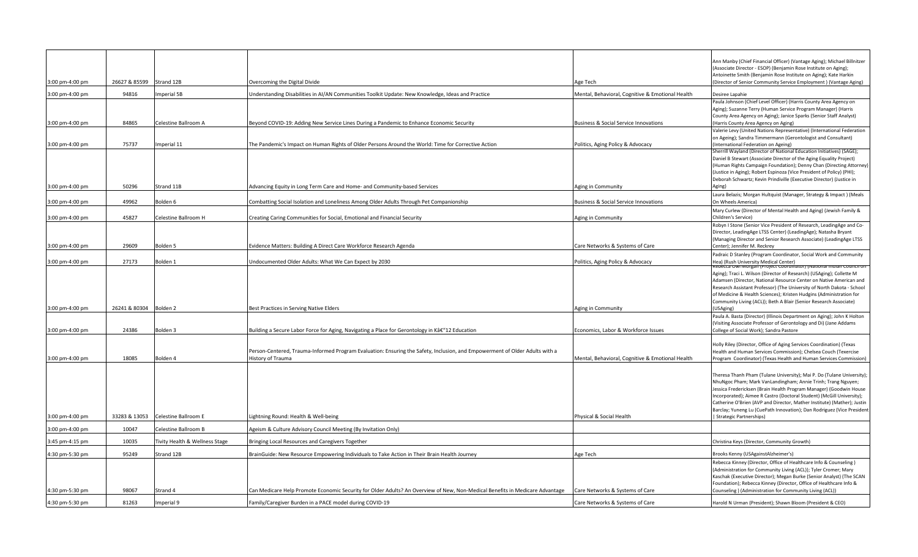| | | | | | |
|---|---|---|---|---|---|
| 3:00 pm-4:00 pm | 26627 & 85599 | Strand 12B | Overcoming the Digital Divide | Age Tech | Ann Manby (Chief Financial Officer) (Vantage Aging); Michael Billnitzer (Associate Director - ESOP) (Benjamin Rose Institute on Aging); Antoinette Smith (Benjamin Rose Institute on Aging); Kate Harkin (Director of Senior Community Service Employment ) (Vantage Aging) |
| 3:00 pm-4:00 pm | 94816 | Imperial 5B | Understanding Disabilities in AI/AN Communities Toolkit Update: New Knowledge, Ideas and Practice | Mental, Behavioral, Cognitive & Emotional Health | Desiree Lapahie |
| 3:00 pm-4:00 pm | 84865 | Celestine Ballroom A | Beyond COVID-19: Adding New Service Lines During a Pandemic to Enhance Economic Security | Business & Social Service Innovations | Paula Johnson (Chief Level Officer) (Harris County Area Agency on Aging); Suzanne Terry (Human Service Program Manager) (Harris County Area Agency on Aging); Janice Sparks (Senior Staff Analyst) (Harris County Area Agency on Aging) |
| 3:00 pm-4:00 pm | 75737 | Imperial 11 | The Pandemic's Impact on Human Rights of Older Persons Around the World: Time for Corrective Action | Politics, Aging Policy & Advocacy | Valerie Levy (United Nations Representative) (International Federation on Ageing); Sandra Timmermann (Gerontologist and Consultant) (International Federation on Ageing) |
| 3:00 pm-4:00 pm | 50296 | Strand 11B | Advancing Equity in Long Term Care and Home- and Community-based Services | Aging in Community | Sherrill Wayland (Director of National Education Initiatives) (SAGE); Daniel B Stewart (Associate Director of the Aging Equality Project) (Human Rights Campaign Foundation); Denny Chan (Directing Attorney) (Justice in Aging); Robert Espinoza (Vice President of Policy) (PHI); Deborah Schwartz; Kevin Prindiville (Executive Director) (Justice in Aging) |
| 3:00 pm-4:00 pm | 49962 | Bolden 6 | Combatting Social Isolation and Loneliness Among Older Adults Through Pet Companionship | Business & Social Service Innovations | Laura Belazis; Morgan Hultquist (Manager, Strategy & Impact ) (Meals On Wheels America) |
| 3:00 pm-4:00 pm | 45827 | Celestine Ballroom H | Creating Caring Communities for Social, Emotional and Financial Security | Aging in Community | Mary Curlew (Director of Mental Health and Aging) (Jewish Family & Children's Service) |
| 3:00 pm-4:00 pm | 29609 | Bolden 5 | Evidence Matters: Building A Direct Care Workforce Research Agenda | Care Networks & Systems of Care | Robyn I Stone (Senior Vice President of Research, LeadingAge and Co-Director, LeadingAge LTSS Center) (LeadingAge); Natasha Bryant (Managing Director and Senior Research Associate) (LeadingAge LTSS Center); Jennifer M. Reckrey |
| 3:00 pm-4:00 pm | 27173 | Bolden 1 | Undocumented Older Adults: What We Can Expect by 2030 | Politics, Aging Policy & Advocacy | Padraic D Stanley (Program Coordinator, Social Work and Community Hea) (Rush University Medical Center) |
| 3:00 pm-4:00 pm | 26241 & 80304 | Bolden 2 | Best Practices in Serving Native Elders | Aging in Community | Rebecca Owl Morgan (Project Coordinator) (National Indian Council on Aging); Traci L. Wilson (Director of Research) (USAging); Collette M Adamsen (Director, National Resource Center on Native American and Research Assistant Professor) (The University of North Dakota - School of Medicine & Health Sciences); Kristen Hudgins (Administration for Community Living (ACL)); Beth A Blair (Senior Research Associate) (USAging) |
| 3:00 pm-4:00 pm | 24386 | Bolden 3 | Building a Secure Labor Force for Aging, Navigating a Place for Gerontology in Kâ€"12 Education | Economics, Labor & Workforce Issues | Paula A. Basta (Director) (Illinois Department on Aging); John K Holton (Visiting Associate Professor of Gerontology and Di) (Jane Addams College of Social Work); Sandra Pastore |
| 3:00 pm-4:00 pm | 18085 | Bolden 4 | Person-Centered, Trauma-Informed Program Evaluation: Ensuring the Safety, Inclusion, and Empowerment of Older Adults with a History of Trauma | Mental, Behavioral, Cognitive & Emotional Health | Holly Riley (Director, Office of Aging Services Coordination) (Texas Health and Human Services Commission); Chelsea Couch (Texercise Program Coordinator) (Texas Health and Human Services Commission) |
| 3:00 pm-4:00 pm | 33283 & 13053 | Celestine Ballroom E | Lightning Round: Health & Well-being | Physical & Social Health | Theresa Thanh Pham (Tulane University); Mai P. Do (Tulane University); NhuNgoc Pham; Mark VanLandingham; Annie Trinh; Trang Nguyen; Jessica Fredericksen (Brain Health Program Manager) (Goodwin House Incorporated); Aimee R Castro (Doctoral Student) (McGill University); Catherine O'Brien (AVP and Director, Mather Institute) (Mather); Justin Barclay; Yuneng Lu (CuePath Innovation); Dan Rodriguez (Vice President \| Strategic Partnerships) |
| 3:00 pm-4:00 pm | 10047 | Celestine Ballroom B | Ageism & Culture Advisory Council Meeting (By Invitation Only) | | |
| 3:45 pm-4:15 pm | 10035 | Tivity Health & Wellness Stage | Bringing Local Resources and Caregivers Together | | Christina Keys (Director, Community Growth) |
| 4:30 pm-5:30 pm | 95249 | Strand 12B | BrainGuide: New Resource Empowering Individuals to Take Action in Their Brain Health Journey | Age Tech | Brooks Kenny (USAgainstAlzheimer's) |
| 4:30 pm-5:30 pm | 98067 | Strand 4 | Can Medicare Help Promote Economic Security for Older Adults? An Overview of New, Non-Medical Benefits in Medicare Advantage | Care Networks & Systems of Care | Rebecca Kinney (Director, Office of Healthcare Info & Counseling ) (Administration for Community Living (ACL)); Tyler Cromer; Mary Kaschak (Executive Director); Megan Burke (Senior Analyst) (The SCAN Foundation); Rebecca Kinney (Director, Office of Healthcare Info & Counseling ) (Administration for Community Living (ACL)) |
| 4:30 pm-5:30 pm | 81263 | Imperial 9 | Family/Caregiver Burden in a PACE model during COVID-19 | Care Networks & Systems of Care | Harold N Urman (President); Shawn Bloom (President & CEO) |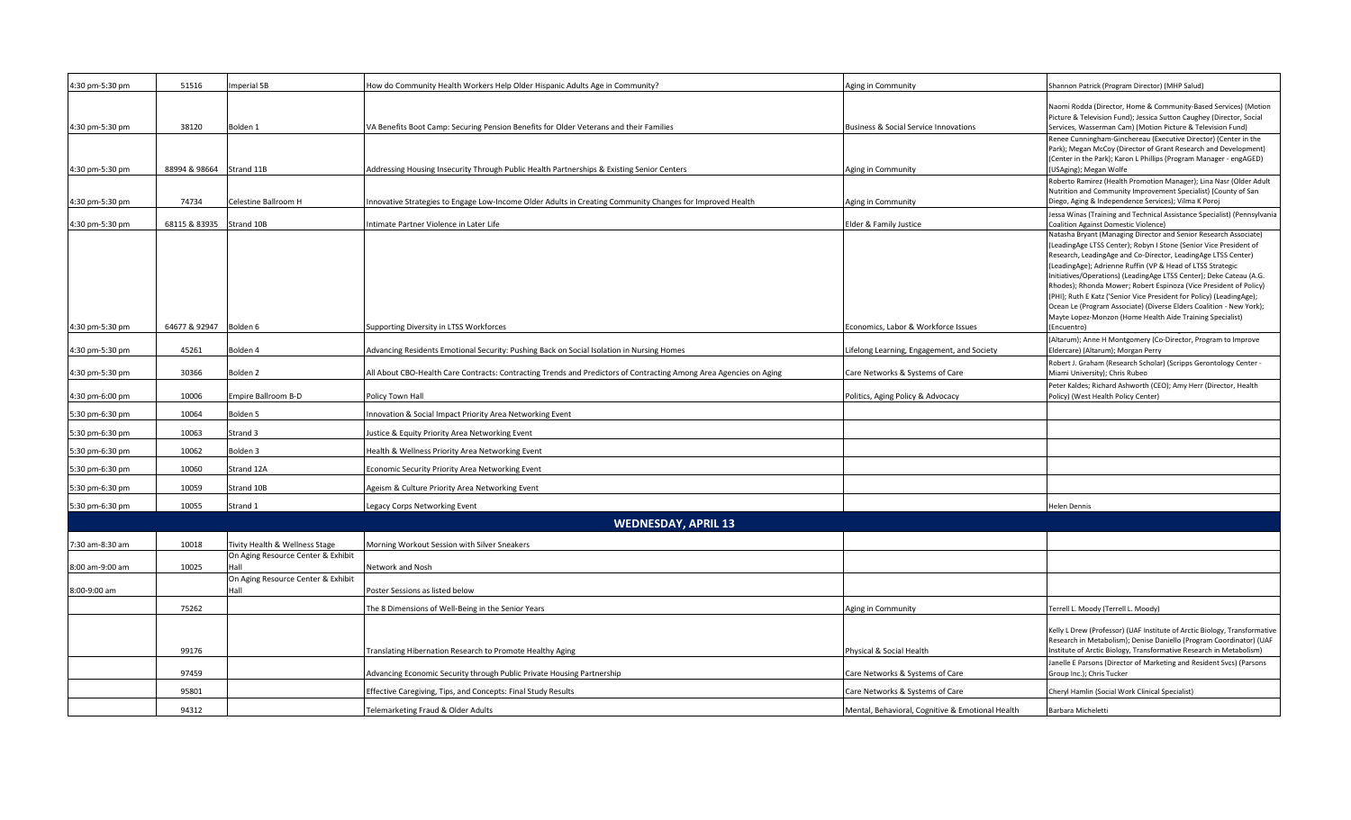| | | | | | |
|---|---|---|---|---|---|
| 4:30 pm-5:30 pm | 51516 | Imperial 5B | How do Community Health Workers Help Older Hispanic Adults Age in Community? | Aging in Community | Shannon Patrick (Program Director) (MHP Salud) |
| 4:30 pm-5:30 pm | 38120 | Bolden 1 | VA Benefits Boot Camp: Securing Pension Benefits for Older Veterans and their Families | Business & Social Service Innovations | Naomi Rodda (Director, Home & Community-Based Services) (Motion Picture & Television Fund); Jessica Sutton Caughey (Director, Social Services, Wasserman Cam) (Motion Picture & Television Fund) |
| 4:30 pm-5:30 pm | 88994 & 98664 | Strand 11B | Addressing Housing Insecurity Through Public Health Partnerships & Existing Senior Centers | Aging in Community | Renee Cunningham-Ginchereau (Executive Director) (Center in the Park); Megan McCoy (Director of Grant Research and Development) (Center in the Park); Karon L Phillips (Program Manager - engAGED) (USAging); Megan Wolfe |
| 4:30 pm-5:30 pm | 74734 | Celestine Ballroom H | Innovative Strategies to Engage Low-Income Older Adults in Creating Community Changes for Improved Health | Aging in Community | Roberto Ramirez (Health Promotion Manager); Lina Nasr (Older Adult Nutrition and Community Improvement Specialist) (County of San Diego, Aging & Independence Services); Vilma K Poroj |
| 4:30 pm-5:30 pm | 68115 & 83935 | Strand 10B | Intimate Partner Violence in Later Life | Elder & Family Justice | Jessa Winas (Training and Technical Assistance Specialist) (Pennsylvania Coalition Against Domestic Violence) |
| 4:30 pm-5:30 pm | 64677 & 92947 | Bolden 6 | Supporting Diversity in LTSS Workforces | Economics, Labor & Workforce Issues | Natasha Bryant (Managing Director and Senior Research Associate) (LeadingAge LTSS Center); Robyn I Stone (Senior Vice President of Research, LeadingAge and Co-Director, LeadingAge LTSS Center) (LeadingAge); Adrienne Ruffin (VP & Head of LTSS Strategic Initiatives/Operations) (LeadingAge LTSS Center); Deke Cateau (A.G. Rhodes); Rhonda Mower; Robert Espinoza (Vice President of Policy) (PHI); Ruth E Katz ('Senior Vice President for Policy) (LeadingAge); Ocean Le (Program Associate) (Diverse Elders Coalition - New York); Mayte Lopez-Monzon (Home Health Aide Training Specialist) (Encuentro) |
| 4:30 pm-5:30 pm | 45261 | Bolden 4 | Advancing Residents Emotional Security: Pushing Back on Social Isolation in Nursing Homes | Lifelong Learning, Engagement, and Society | (Altarum); Anne H Montgomery (Co-Director, Program to Improve Eldercare) (Altarum); Morgan Perry |
| 4:30 pm-5:30 pm | 30366 | Bolden 2 | All About CBO-Health Care Contracts: Contracting Trends and Predictors of Contracting Among Area Agencies on Aging | Care Networks & Systems of Care | Robert J. Graham (Research Scholar) (Scripps Gerontology Center - Miami University); Chris Rubeo |
| 4:30 pm-6:00 pm | 10006 | Empire Ballroom B-D | Policy Town Hall | Politics, Aging Policy & Advocacy | Peter Kaldes; Richard Ashworth (CEO); Amy Herr (Director, Health Policy) (West Health Policy Center) |
| 5:30 pm-6:30 pm | 10064 | Bolden 5 | Innovation & Social Impact Priority Area Networking Event | | |
| 5:30 pm-6:30 pm | 10063 | Strand 3 | Justice & Equity Priority Area Networking Event | | |
| 5:30 pm-6:30 pm | 10062 | Bolden 3 | Health & Wellness Priority Area Networking Event | | |
| 5:30 pm-6:30 pm | 10060 | Strand 12A | Economic Security Priority Area Networking Event | | |
| 5:30 pm-6:30 pm | 10059 | Strand 10B | Ageism & Culture Priority Area Networking Event | | |
| 5:30 pm-6:30 pm | 10055 | Strand 1 | Legacy Corps Networking Event | | Helen Dennis |
| | | | **WEDNESDAY, APRIL 13** | | |
| 7:30 am-8:30 am | 10018 | Tivity Health & Wellness Stage | Morning Workout Session with Silver Sneakers | | |
| 8:00 am-9:00 am | 10025 | On Aging Resource Center & Exhibit Hall | Network and Nosh | | |
| 8:00-9:00 am | | On Aging Resource Center & Exhibit Hall | Poster Sessions as listed below | | |
| | 75262 | | The 8 Dimensions of Well-Being in the Senior Years | Aging in Community | Terrell L. Moody (Terrell L. Moody) |
| | 99176 | | Translating Hibernation Research to Promote Healthy Aging | Physical & Social Health | Kelly L Drew (Professor) (UAF Institute of Arctic Biology, Transformative Research in Metabolism); Denise Daniello (Program Coordinator) (UAF Institute of Arctic Biology, Transformative Research in Metabolism) |
| | 97459 | | Advancing Economic Security through Public Private Housing Partnership | Care Networks & Systems of Care | Janelle E Parsons (Director of Marketing and Resident Svcs) (Parsons Group Inc.); Chris Tucker |
| | 95801 | | Effective Caregiving, Tips, and Concepts: Final Study Results | Care Networks & Systems of Care | Cheryl Hamlin (Social Work Clinical Specialist) |
| | 94312 | | Telemarketing Fraud & Older Adults | Mental, Behavioral, Cognitive & Emotional Health | Barbara Micheletti |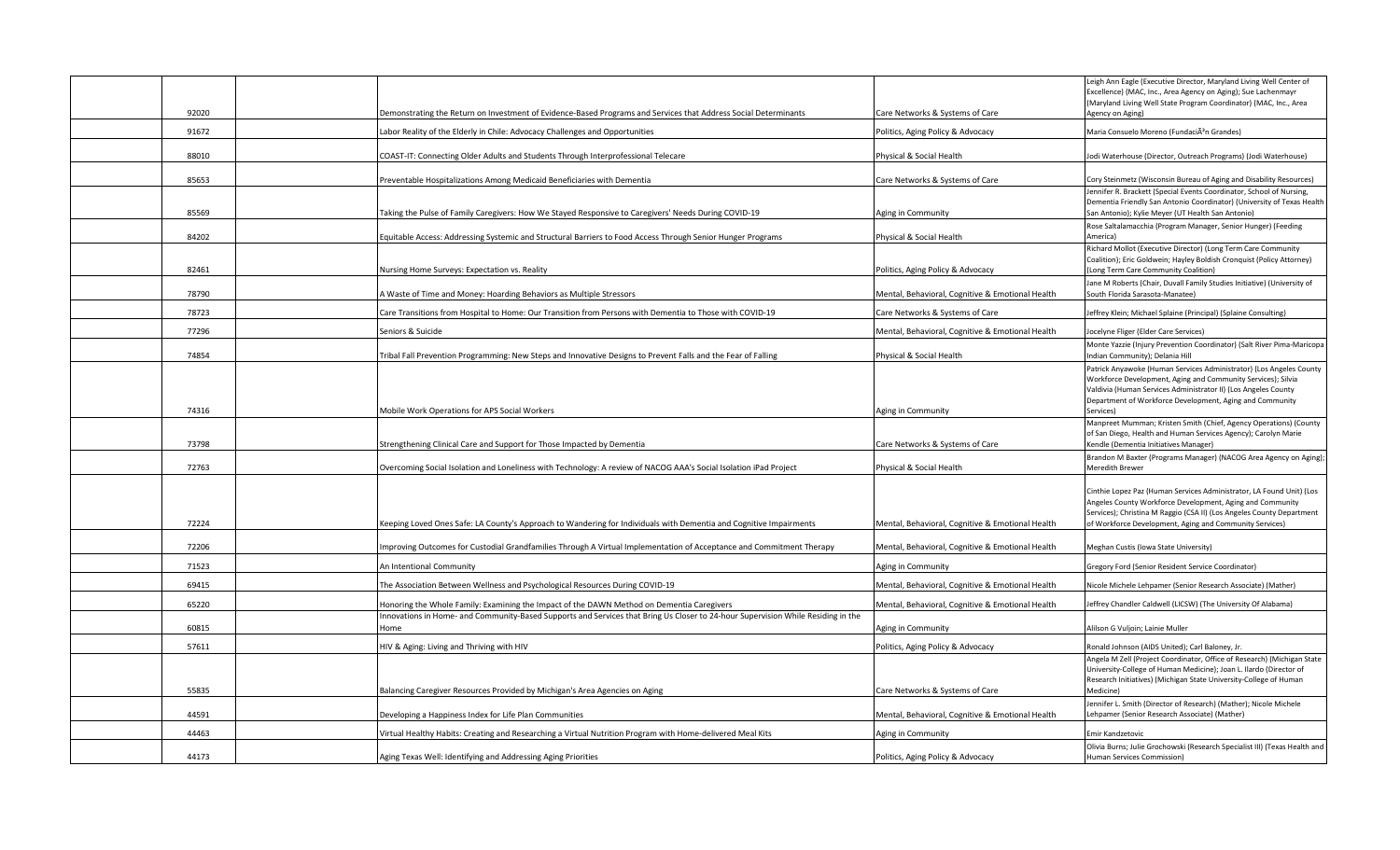| | | | | |
|---|---|---|---|---|
| 92020 | | Demonstrating the Return on Investment of Evidence-Based Programs and Services that Address Social Determinants | Care Networks & Systems of Care | Leigh Ann Eagle (Executive Director, Maryland Living Well Center of Excellence) (MAC, Inc., Area Agency on Aging); Sue Lachenmayr (Maryland Living Well State Program Coordinator) (MAC, Inc., Area Agency on Aging) |
| 91672 | | Labor Reality of the Elderly in Chile: Advocacy Challenges and Opportunities | Politics, Aging Policy & Advocacy | Maria Consuelo Moreno (FundaciÃ³n Grandes) |
| 88010 | | COAST-IT: Connecting Older Adults and Students Through Interprofessional Telecare | Physical & Social Health | Jodi Waterhouse (Director, Outreach Programs) (Jodi Waterhouse) |
| 85653 | | Preventable Hospitalizations Among Medicaid Beneficiaries with Dementia | Care Networks & Systems of Care | Cory Steinmetz (Wisconsin Bureau of Aging and Disability Resources) |
| 85569 | | Taking the Pulse of Family Caregivers: How We Stayed Responsive to Caregivers' Needs During COVID-19 | Aging in Community | Jennifer R. Brackett (Special Events Coordinator, School of Nursing, Dementia Friendly San Antonio Coordinator) (University of Texas Health San Antonio); Kylie Meyer (UT Health San Antonio) |
| 84202 | | Equitable Access: Addressing Systemic and Structural Barriers to Food Access Through Senior Hunger Programs | Physical & Social Health | Rose Saltalamacchia (Program Manager, Senior Hunger) (Feeding America) |
| 82461 | | Nursing Home Surveys: Expectation vs. Reality | Politics, Aging Policy & Advocacy | Richard Mollot (Executive Director) (Long Term Care Community Coalition); Eric Goldwein; Hayley Boldish Cronquist (Policy Attorney) (Long Term Care Community Coalition) |
| 78790 | | A Waste of Time and Money: Hoarding Behaviors as Multiple Stressors | Mental, Behavioral, Cognitive & Emotional Health | Jane M Roberts (Chair, Duvall Family Studies Initiative) (University of South Florida Sarasota-Manatee) |
| 78723 | | Care Transitions from Hospital to Home: Our Transition from Persons with Dementia to Those with COVID-19 | Care Networks & Systems of Care | Jeffrey Klein; Michael Splaine (Principal) (Splaine Consulting) |
| 77296 | | Seniors & Suicide | Mental, Behavioral, Cognitive & Emotional Health | Jocelyne Fliger (Elder Care Services) |
| 74854 | | Tribal Fall Prevention Programming: New Steps and Innovative Designs to Prevent Falls and the Fear of Falling | Physical & Social Health | Monte Yazzie (Injury Prevention Coordinator) (Salt River Pima-Maricopa Indian Community); Delania Hill |
| 74316 | | Mobile Work Operations for APS Social Workers | Aging in Community | Patrick Anyawoke (Human Services Administrator) (Los Angeles County Workforce Development, Aging and Community Services); Silvia Valdivia (Human Services Administrator II) (Los Angeles County Department of Workforce Development, Aging and Community Services) |
| 73798 | | Strengthening Clinical Care and Support for Those Impacted by Dementia | Care Networks & Systems of Care | Manpreet Mumman; Kristen Smith (Chief, Agency Operations) (County of San Diego, Health and Human Services Agency); Carolyn Marie Kendle (Dementia Initiatives Manager) |
| 72763 | | Overcoming Social Isolation and Loneliness with Technology: A review of NACOG AAA's Social Isolation iPad Project | Physical & Social Health | Brandon M Baxter (Programs Manager) (NACOG Area Agency on Aging); Meredith Brewer |
| 72224 | | Keeping Loved Ones Safe: LA County's Approach to Wandering for Individuals with Dementia and Cognitive Impairments | Mental, Behavioral, Cognitive & Emotional Health | Cinthie Lopez Paz (Human Services Administrator, LA Found Unit) (Los Angeles County Workforce Development, Aging and Community Services); Christina M Raggio (CSA II) (Los Angeles County Department of Workforce Development, Aging and Community Services) |
| 72206 | | Improving Outcomes for Custodial Grandfamilies Through A Virtual Implementation of Acceptance and Commitment Therapy | Mental, Behavioral, Cognitive & Emotional Health | Meghan Custis (Iowa State University) |
| 71523 | | An Intentional Community | Aging in Community | Gregory Ford (Senior Resident Service Coordinator) |
| 69415 | | The Association Between Wellness and Psychological Resources During COVID-19 | Mental, Behavioral, Cognitive & Emotional Health | Nicole Michele Lehpamer (Senior Research Associate) (Mather) |
| 65220 | | Honoring the Whole Family: Examining the Impact of the DAWN Method on Dementia Caregivers | Mental, Behavioral, Cognitive & Emotional Health | Jeffrey Chandler Caldwell (LICSW) (The University Of Alabama) |
| 60815 | | Innovations in Home- and Community-Based Supports and Services that Bring Us Closer to 24-hour Supervision While Residing in the Home | Aging in Community | Alilson G Vuljoin; Lainie Muller |
| 57611 | | HIV & Aging: Living and Thriving with HIV | Politics, Aging Policy & Advocacy | Ronald Johnson (AIDS United); Carl Baloney, Jr. |
| 55835 | | Balancing Caregiver Resources Provided by Michigan's Area Agencies on Aging | Care Networks & Systems of Care | Angela M Zell (Project Coordinator, Office of Research) (Michigan State University-College of Human Medicine); Joan L. Ilardo (Director of Research Initiatives) (Michigan State University-College of Human Medicine) |
| 44591 | | Developing a Happiness Index for Life Plan Communities | Mental, Behavioral, Cognitive & Emotional Health | Jennifer L. Smith (Director of Research) (Mather); Nicole Michele Lehpamer (Senior Research Associate) (Mather) |
| 44463 | | Virtual Healthy Habits: Creating and Researching a Virtual Nutrition Program with Home-delivered Meal Kits | Aging in Community | Emir Kandzetovic |
| 44173 | | Aging Texas Well: Identifying and Addressing Aging Priorities | Politics, Aging Policy & Advocacy | Olivia Burns; Julie Grochowski (Research Specialist III) (Texas Health and Human Services Commission) |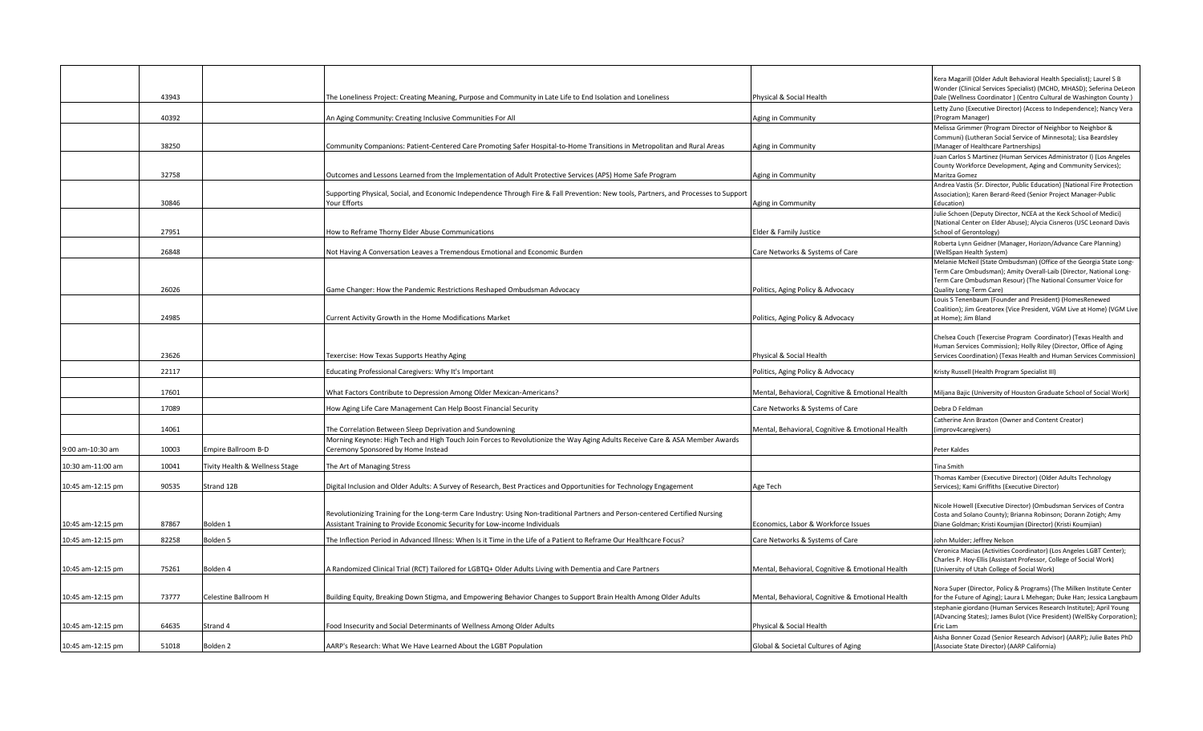|  |  |  |  |  |  |
|---|---|---|---|---|---|
|  | 43943 |  | The Loneliness Project: Creating Meaning, Purpose and Community in Late Life to End Isolation and Loneliness | Physical & Social Health | Kera Magarill (Older Adult Behavioral Health Specialist); Laurel S B Wonder (Clinical Services Specialist) (MCHD, MHASD); Seferina DeLeon Dale (Wellness Coordinator ) (Centro Cultural de Washington County ) |
|  | 40392 |  | An Aging Community: Creating Inclusive Communities For All | Aging in Community | Letty Zuno (Executive Director) (Access to Independence); Nancy Vera (Program Manager) |
|  | 38250 |  | Community Companions: Patient-Centered Care Promoting Safer Hospital-to-Home Transitions in Metropolitan and Rural Areas | Aging in Community | Melissa Grimmer (Program Director of Neighbor to Neighbor & Communi) (Lutheran Social Service of Minnesota); Lisa Beardsley (Manager of Healthcare Partnerships) |
|  | 32758 |  | Outcomes and Lessons Learned from the Implementation of Adult Protective Services (APS) Home Safe Program | Aging in Community | Juan Carlos S Martinez (Human Services Administrator I) (Los Angeles County Workforce Development, Aging and Community Services); Maritza Gomez |
|  | 30846 |  | Supporting Physical, Social, and Economic Independence Through Fire & Fall Prevention: New tools, Partners, and Processes to Support Your Efforts | Aging in Community | Andrea Vastis (Sr. Director, Public Education) (National Fire Protection Association); Karen Berard-Reed (Senior Project Manager-Public Education) |
|  | 27951 |  | How to Reframe Thorny Elder Abuse Communications | Elder & Family Justice | Julie Schoen (Deputy Director, NCEA at the Keck School of Medici) (National Center on Elder Abuse); Alycia Cisneros (USC Leonard Davis School of Gerontology) |
|  | 26848 |  | Not Having A Conversation Leaves a Tremendous Emotional and Economic Burden | Care Networks & Systems of Care | Roberta Lynn Geidner (Manager, Horizon/Advance Care Planning) (WellSpan Health System) |
|  | 26026 |  | Game Changer: How the Pandemic Restrictions Reshaped Ombudsman Advocacy | Politics, Aging Policy & Advocacy | Melanie McNeil (State Ombudsman) (Office of the Georgia State Long-Term Care Ombudsman); Amity Overall-Laib (Director, National Long-Term Care Ombudsman Resour) (The National Consumer Voice for Quality Long-Term Care) |
|  | 24985 |  | Current Activity Growth in the Home Modifications Market | Politics, Aging Policy & Advocacy | Louis S Tenenbaum (Founder and President) (HomesRenewed Coalition); Jim Greatorex (Vice President, VGM Live at Home) (VGM Live at Home); Jim Bland |
|  | 23626 |  | Texercise: How Texas Supports Heathy Aging | Physical & Social Health | Chelsea Couch (Texercise Program Coordinator) (Texas Health and Human Services Commission); Holly Riley (Director, Office of Aging Services Coordination) (Texas Health and Human Services Commission) |
|  | 22117 |  | Educating Professional Caregivers: Why It's Important | Politics, Aging Policy & Advocacy | Kristy Russell (Health Program Specialist III) |
|  | 17601 |  | What Factors Contribute to Depression Among Older Mexican-Americans? | Mental, Behavioral, Cognitive & Emotional Health | Miljana Bajic (University of Houston Graduate School of Social Work) |
|  | 17089 |  | How Aging Life Care Management Can Help Boost Financial Security | Care Networks & Systems of Care | Debra D Feldman |
|  | 14061 |  | The Correlation Between Sleep Deprivation and Sundowning | Mental, Behavioral, Cognitive & Emotional Health | Catherine Ann Braxton (Owner and Content Creator) (improv4caregivers) |
| 9:00 am-10:30 am | 10003 | Empire Ballroom B-D | Morning Keynote: High Tech and High Touch Join Forces to Revolutionize the Way Aging Adults Receive Care & ASA Member Awards Ceremony Sponsored by Home Instead |  | Peter Kaldes |
| 10:30 am-11:00 am | 10041 | Tivity Health & Wellness Stage | The Art of Managing Stress |  | Tina Smith |
| 10:45 am-12:15 pm | 90535 | Strand 12B | Digital Inclusion and Older Adults: A Survey of Research, Best Practices and Opportunities for Technology Engagement | Age Tech | Thomas Kamber (Executive Director) (Older Adults Technology Services); Kami Griffiths (Executive Director) |
| 10:45 am-12:15 pm | 87867 | Bolden 1 | Revolutionizing Training for the Long-term Care Industry: Using Non-traditional Partners and Person-centered Certified Nursing Assistant Training to Provide Economic Security for Low-income Individuals | Economics, Labor & Workforce Issues | Nicole Howell (Executive Director) (Ombudsman Services of Contra Costa and Solano County); Brianna Robinson; Dorann Zotigh; Amy Diane Goldman; Kristi Koumjian (Director) (Kristi Koumjian) |
| 10:45 am-12:15 pm | 82258 | Bolden 5 | The Inflection Period in Advanced Illness: When Is it Time in the Life of a Patient to Reframe Our Healthcare Focus? | Care Networks & Systems of Care | John Mulder; Jeffrey Nelson |
| 10:45 am-12:15 pm | 75261 | Bolden 4 | A Randomized Clinical Trial (RCT) Tailored for LGBTQ+ Older Adults Living with Dementia and Care Partners | Mental, Behavioral, Cognitive & Emotional Health | Veronica Macias (Activities Coordinator) (Los Angeles LGBT Center); Charles P. Hoy-Ellis (Assistant Professor, College of Social Work) (University of Utah College of Social Work) |
| 10:45 am-12:15 pm | 73777 | Celestine Ballroom H | Building Equity, Breaking Down Stigma, and Empowering Behavior Changes to Support Brain Health Among Older Adults | Mental, Behavioral, Cognitive & Emotional Health | Nora Super (Director, Policy & Programs) (The Milken Institute Center for the Future of Aging); Laura L Mehegan; Duke Han; Jessica Langbaum |
| 10:45 am-12:15 pm | 64635 | Strand 4 | Food Insecurity and Social Determinants of Wellness Among Older Adults | Physical & Social Health | stephanie giordano (Human Services Research Institute); April Young (ADvancing States); James Bulot (Vice President) (WellSky Corporation); Eric Lam |
| 10:45 am-12:15 pm | 51018 | Bolden 2 | AARP's Research: What We Have Learned About the LGBT Population | Global & Societal Cultures of Aging | Aisha Bonner Cozad (Senior Research Advisor) (AARP); Julie Bates PhD (Associate State Director) (AARP California) |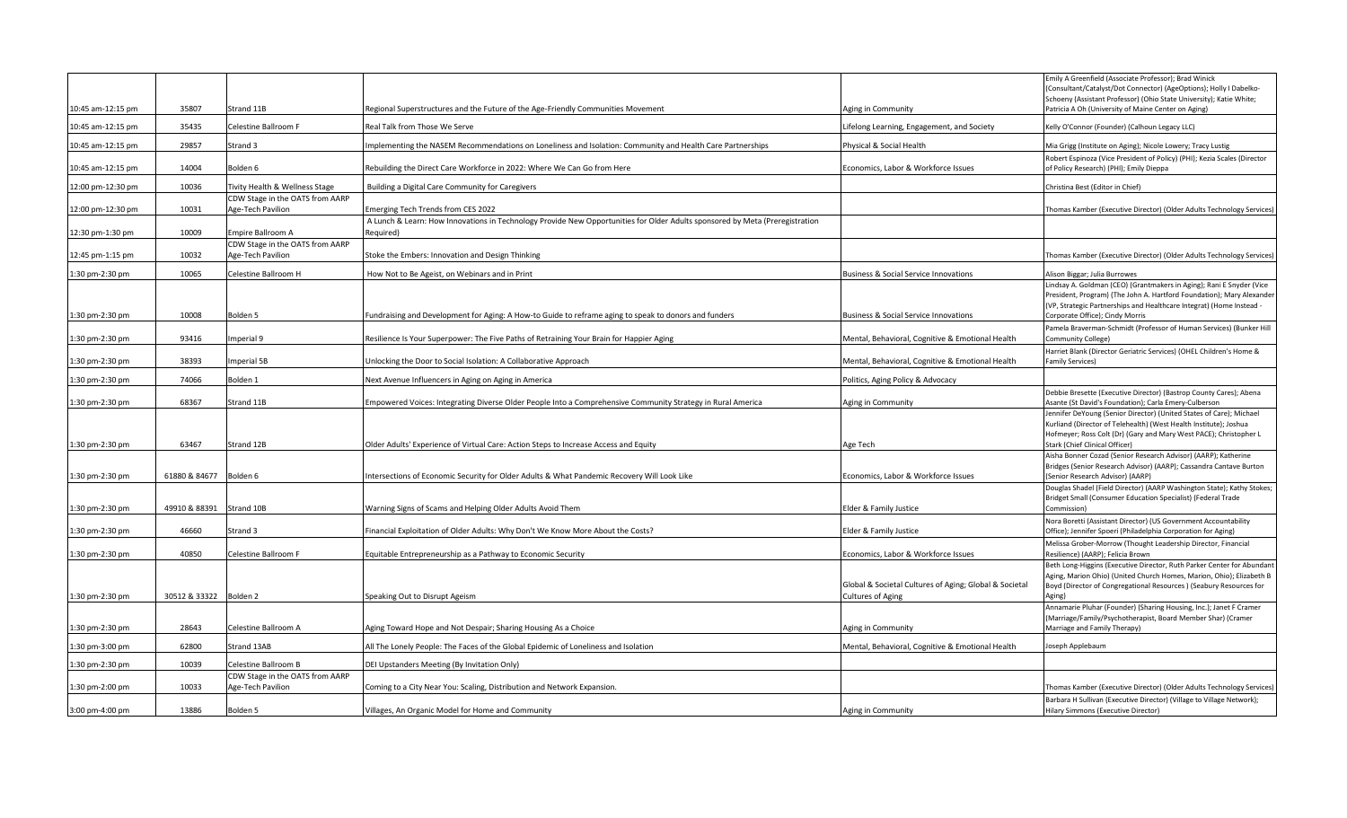| | | | | | |
|---|---|---|---|---|---|
| 10:45 am-12:15 pm | 35807 | Strand 11B | Regional Superstructures and the Future of the Age-Friendly Communities Movement | Aging in Community | Emily A Greenfield (Associate Professor); Brad Winick (Consultant/Catalyst/Dot Connector) (AgeOptions); Holly I Dabelko-Schoeny (Assistant Professor) (Ohio State University); Katie White; Patricia A Oh (University of Maine Center on Aging) |
| 10:45 am-12:15 pm | 35435 | Celestine Ballroom F | Real Talk from Those We Serve | Lifelong Learning, Engagement, and Society | Kelly O'Connor (Founder) (Calhoun Legacy LLC) |
| 10:45 am-12:15 pm | 29857 | Strand 3 | Implementing the NASEM Recommendations on Loneliness and Isolation: Community and Health Care Partnerships | Physical & Social Health | Mia Grigg (Institute on Aging); Nicole Lowery; Tracy Lustig |
| 10:45 am-12:15 pm | 14004 | Bolden 6 | Rebuilding the Direct Care Workforce in 2022: Where We Can Go from Here | Economics, Labor & Workforce Issues | Robert Espinoza (Vice President of Policy) (PHI); Kezia Scales (Director of Policy Research) (PHI); Emily Dieppa |
| 12:00 pm-12:30 pm | 10036 | Tivity Health & Wellness Stage | Building a Digital Care Community for Caregivers | | Christina Best (Editor in Chief) |
| 12:00 pm-12:30 pm | 10031 | CDW Stage in the OATS from AARP Age-Tech Pavilion | Emerging Tech Trends from CES 2022 | | Thomas Kamber (Executive Director) (Older Adults Technology Services) |
| 12:30 pm-1:30 pm | 10009 | Empire Ballroom A | A Lunch & Learn: How Innovations in Technology Provide New Opportunities for Older Adults sponsored by Meta (Preregistration Required) | | |
| 12:45 pm-1:15 pm | 10032 | CDW Stage in the OATS from AARP Age-Tech Pavilion | Stoke the Embers: Innovation and Design Thinking | | Thomas Kamber (Executive Director) (Older Adults Technology Services) |
| 1:30 pm-2:30 pm | 10065 | Celestine Ballroom H | How Not to Be Ageist, on Webinars and in Print | Business & Social Service Innovations | Alison Biggar; Julia Burrowes |
| 1:30 pm-2:30 pm | 10008 | Bolden 5 | Fundraising and Development for Aging: A How-to Guide to reframe aging to speak to donors and funders | Business & Social Service Innovations | Lindsay A. Goldman (CEO) (Grantmakers in Aging); Rani E Snyder (Vice President, Program) (The John A. Hartford Foundation); Mary Alexander (VP, Strategic Partnerships and Healthcare Integrat) (Home Instead - Corporate Office); Cindy Morris |
| 1:30 pm-2:30 pm | 93416 | Imperial 9 | Resilience Is Your Superpower: The Five Paths of Retraining Your Brain for Happier Aging | Mental, Behavioral, Cognitive & Emotional Health | Pamela Braverman-Schmidt (Professor of Human Services) (Bunker Hill Community College) |
| 1:30 pm-2:30 pm | 38393 | Imperial 5B | Unlocking the Door to Social Isolation: A Collaborative Approach | Mental, Behavioral, Cognitive & Emotional Health | Harriet Blank (Director Geriatric Services) (OHEL Children's Home & Family Services) |
| 1:30 pm-2:30 pm | 74066 | Bolden 1 | Next Avenue Influencers in Aging on Aging in America | Politics, Aging Policy & Advocacy | |
| 1:30 pm-2:30 pm | 68367 | Strand 11B | Empowered Voices: Integrating Diverse Older People Into a Comprehensive Community Strategy in Rural America | Aging in Community | Debbie Bresette (Executive Director) (Bastrop County Cares); Abena Asante (St David's Foundation); Carla Emery-Culberson |
| 1:30 pm-2:30 pm | 63467 | Strand 12B | Older Adults' Experience of Virtual Care: Action Steps to Increase Access and Equity | Age Tech | Jennifer DeYoung (Senior Director) (United States of Care); Michael Kurliand (Director of Telehealth) (West Health Institute); Joshua Hofmeyer; Ross Colt (Dr) (Gary and Mary West PACE); Christopher L Stark (Chief Clinical Officer) |
| 1:30 pm-2:30 pm | 61880 & 84677 | Bolden 6 | Intersections of Economic Security for Older Adults & What Pandemic Recovery Will Look Like | Economics, Labor & Workforce Issues | Aisha Bonner Cozad (Senior Research Advisor) (AARP); Katherine Bridges (Senior Research Advisor) (AARP); Cassandra Cantave Burton (Senior Research Advisor) (AARP) |
| 1:30 pm-2:30 pm | 49910 & 88391 | Strand 10B | Warning Signs of Scams and Helping Older Adults Avoid Them | Elder & Family Justice | Douglas Shadel (Field Director) (AARP Washington State); Kathy Stokes; Bridget Small (Consumer Education Specialist) (Federal Trade Commission) |
| 1:30 pm-2:30 pm | 46660 | Strand 3 | Financial Exploitation of Older Adults: Why Don't We Know More About the Costs? | Elder & Family Justice | Nora Boretti (Assistant Director) (US Government Accountability Office); Jennifer Spoeri (Philadelphia Corporation for Aging) |
| 1:30 pm-2:30 pm | 40850 | Celestine Ballroom F | Equitable Entrepreneurship as a Pathway to Economic Security | Economics, Labor & Workforce Issues | Melissa Grober-Morrow (Thought Leadership Director, Financial Resilience) (AARP); Felicia Brown |
| 1:30 pm-2:30 pm | 30512 & 33322 | Bolden 2 | Speaking Out to Disrupt Ageism | Global & Societal Cultures of Aging; Global & Societal Cultures of Aging | Beth Long-Higgins (Executive Director, Ruth Parker Center for Abundant Aging, Marion Ohio) (United Church Homes, Marion, Ohio); Elizabeth B Boyd (Director of Congregational Resources ) (Seabury Resources for Aging) |
| 1:30 pm-2:30 pm | 28643 | Celestine Ballroom A | Aging Toward Hope and Not Despair; Sharing Housing As a Choice | Aging in Community | Annamarie Pluhar (Founder) (Sharing Housing, Inc.); Janet F Cramer (Marriage/Family/Psychotherapist, Board Member Shar) (Cramer Marriage and Family Therapy) |
| 1:30 pm-3:00 pm | 62800 | Strand 13AB | All The Lonely People: The Faces of the Global Epidemic of Loneliness and Isolation | Mental, Behavioral, Cognitive & Emotional Health | Joseph Applebaum |
| 1:30 pm-2:30 pm | 10039 | Celestine Ballroom B | DEI Upstanders Meeting (By Invitation Only) | | |
| 1:30 pm-2:00 pm | 10033 | CDW Stage in the OATS from AARP Age-Tech Pavilion | Coming to a City Near You: Scaling, Distribution and Network Expansion. | | Thomas Kamber (Executive Director) (Older Adults Technology Services) |
| 3:00 pm-4:00 pm | 13886 | Bolden 5 | Villages, An Organic Model for Home and Community | Aging in Community | Barbara H Sullivan (Executive Director) (Village to Village Network); Hilary Simmons (Executive Director) |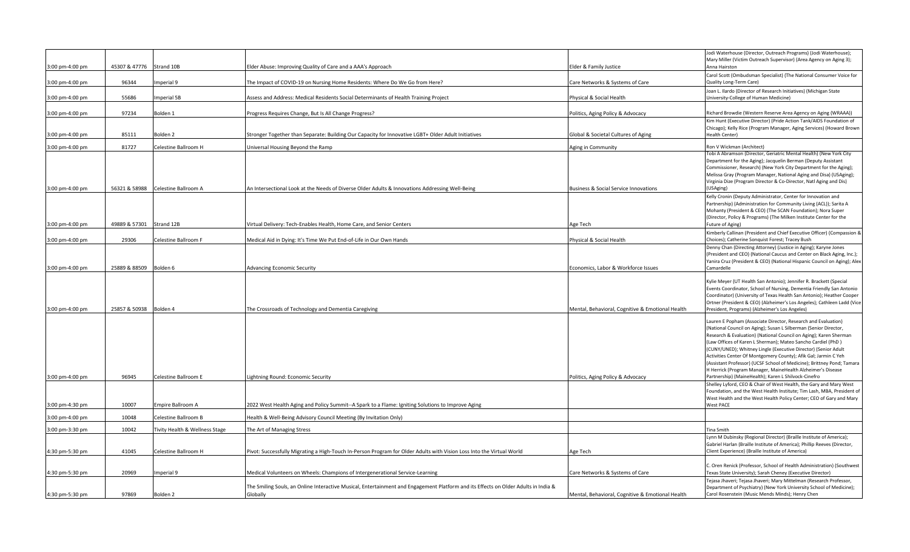| | | | | | |
|---|---|---|---|---|---|
| 3:00 pm-4:00 pm | 45307 & 47776 | Strand 10B | Elder Abuse: Improving Quality of Care and a AAA's Approach | Elder & Family Justice | Jodi Waterhouse (Director, Outreach Programs) (Jodi Waterhouse); Mary Miller (Victim Outreach Supervisor) (Area Agency on Aging 3); Anna Hairston |
| 3:00 pm-4:00 pm | 96344 | Imperial 9 | The Impact of COVID-19 on Nursing Home Residents: Where Do We Go from Here? | Care Networks & Systems of Care | Carol Scott (Ombudsman Specialist) (The National Consumer Voice for Quality Long-Term Care) |
| 3:00 pm-4:00 pm | 55686 | Imperial 5B | Assess and Address: Medical Residents Social Determinants of Health Training Project | Physical & Social Health | Joan L. Ilardo (Director of Research Initiatives) (Michigan State University-College of Human Medicine) |
| 3:00 pm-4:00 pm | 97234 | Bolden 1 | Progress Requires Change, But Is All Change Progress? | Politics, Aging Policy & Advocacy | Richard Browdie (Western Reserve Area Agency on Aging (WRAAA)) |
| 3:00 pm-4:00 pm | 85111 | Bolden 2 | Stronger Together than Separate: Building Our Capacity for Innovative LGBT+ Older Adult Initiatives | Global & Societal Cultures of Aging | Kim Hunt (Executive Director) (Pride Action Tank/AIDS Foundation of Chicago); Kelly Rice (Program Manager, Aging Services) (Howard Brown Health Center) |
| 3:00 pm-4:00 pm | 81727 | Celestine Ballroom H | Universal Housing Beyond the Ramp | Aging in Community | Ron V Wickman (Architect) |
| 3:00 pm-4:00 pm | 56321 & 58988 | Celestine Ballroom A | An Intersectional Look at the Needs of Diverse Older Adults & Innovations Addressing Well-Being | Business & Social Service Innovations | Tobi A Abramson (Director, Geriatric Mental Health) (New York City Department for the Aging); Jacquelin Berman (Deputy Assistant Commissioner, Research) (New York City Department for the Aging); Melissa Gray (Program Manager, National Aging and Disa) (USAging); Virginia Dize (Program Director & Co-Director, Natl Aging and Dis) (USAging) |
| 3:00 pm-4:00 pm | 49889 & 57301 | Strand 12B | Virtual Delivery: Tech-Enables Health, Home Care, and Senior Centers | Age Tech | Kelly Cronin (Deputy Administrator, Center for Innovation and Partnership) (Administration for Community Living (ACL)); Sarita A Mohanty (President & CEO) (The SCAN Foundation); Nora Super (Director, Policy & Programs) (The Milken Institute Center for the Future of Aging) |
| 3:00 pm-4:00 pm | 29306 | Celestine Ballroom F | Medical Aid in Dying: It's Time We Put End-of-Life in Our Own Hands | Physical & Social Health | Kimberly Callinan (President and Chief Executive Officer) (Compassion & Choices); Catherine Sonquist Forest; Tracey Bush |
| 3:00 pm-4:00 pm | 25889 & 88509 | Bolden 6 | Advancing Economic Security | Economics, Labor & Workforce Issues | Denny Chan (Directing Attorney) (Justice in Aging); Karyne Jones (President and CEO) (National Caucus and Center on Black Aging, Inc.); Yanira Cruz (President & CEO) (National Hispanic Council on Aging); Alex Camardelle |
| 3:00 pm-4:00 pm | 25857 & 50938 | Bolden 4 | The Crossroads of Technology and Dementia Caregiving | Mental, Behavioral, Cognitive & Emotional Health | Kylie Meyer (UT Health San Antonio); Jennifer R. Brackett (Special Events Coordinator, School of Nursing, Dementia Friendly San Antonio Coordinator) (University of Texas Health San Antonio); Heather Cooper Ortner (President & CEO) (Alzheimer's Los Angeles); Cathleen Ladd (Vice President, Programs) (Alzheimer's Los Angeles) |
| 3:00 pm-4:00 pm | 96945 | Celestine Ballroom E | Lightning Round: Economic Security | Politics, Aging Policy & Advocacy | Lauren E Popham (Associate Director, Research and Evaluation) (National Council on Aging); Susan L Silberman (Senior Director, Research & Evaluation) (National Council on Aging); Karen Sherman (Law Offices of Karen L Sherman); Mateo Sancho Cardiel (PhD ) (CUNY/UNED); Whitney Lingle (Executive Director) (Senior Adult Activities Center Of Montgomery County); Afik Gal; Jarmin C Yeh (Assistant Professor) (UCSF School of Medicine); Brittney Pond; Tamara H Herrick (Program Manager, MaineHealth Alzheimer's Disease Partnership) (MaineHealth); Karen L Shilvock-Cinefro |
| 3:00 pm-4:30 pm | 10007 | Empire Ballroom A | 2022 West Health Aging and Policy Summit--A Spark to a Flame: Igniting Solutions to Improve Aging | | Shelley Lyford, CEO & Chair of West Health, the Gary and Mary West Foundation, and the West Health Institute; Tim Lash, MBA, President of West Health and the West Health Policy Center; CEO of Gary and Mary West PACE |
| 3:00 pm-4:00 pm | 10048 | Celestine Ballroom B | Health & Well-Being Advisory Council Meeting (By Invitation Only) | | |
| 3:00 pm-3:30 pm | 10042 | Tivity Health & Wellness Stage | The Art of Managing Stress | | Tina Smith |
| 4:30 pm-5:30 pm | 41045 | Celestine Ballroom H | Pivot: Successfully Migrating a High-Touch In-Person Program for Older Adults with Vision Loss Into the Virtual World | Age Tech | Lynn M Dubinsky (Regional Director) (Braille Institute of America); Gabriel Harlan (Braille Institute of America); Phillip Reeves (Director, Client Experience) (Braille Institute of America) |
| 4:30 pm-5:30 pm | 20969 | Imperial 9 | Medical Volunteers on Wheels: Champions of Intergenerational Service-Learning | Care Networks & Systems of Care | C. Oren Renick (Professor, School of Health Administration) (Southwest Texas State University); Sarah Cheney (Executive Director) |
| 4:30 pm-5:30 pm | 97869 | Bolden 2 | The Smiling Souls, an Online Interactive Musical, Entertainment and Engagement Platform and its Effects on Older Adults in India & Globally | Mental, Behavioral, Cognitive & Emotional Health | Tejasa Jhaveri; Tejasa Jhaveri; Mary Mittelman (Research Professor, Department of Psychiatry) (New York University School of Medicine); Carol Rosenstein (Music Mends Minds); Henry Chen |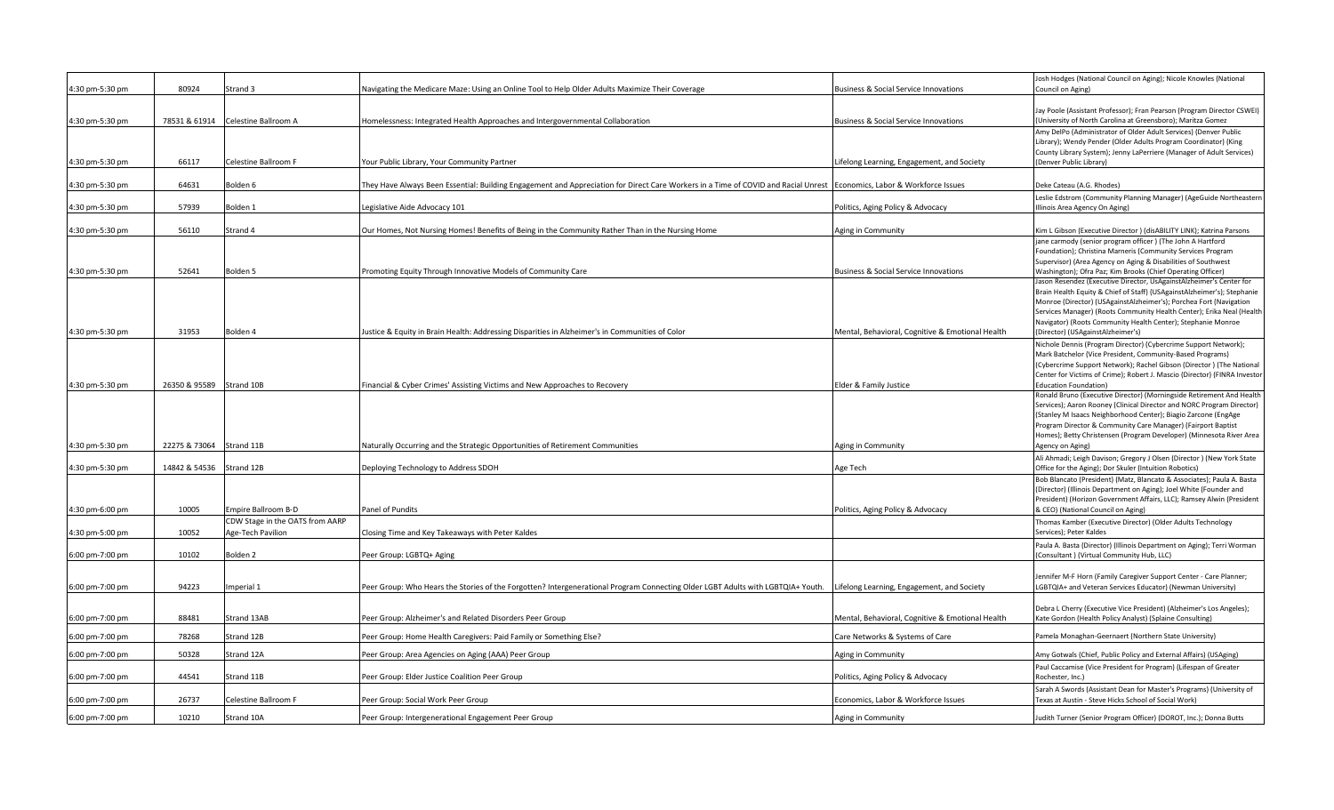| | | | | | |
|---|---|---|---|---|---|
| 4:30 pm-5:30 pm | 80924 | Strand 3 | Navigating the Medicare Maze: Using an Online Tool to Help Older Adults Maximize Their Coverage | Business & Social Service Innovations | Josh Hodges (National Council on Aging); Nicole Knowles (National Council on Aging) |
| 4:30 pm-5:30 pm | 78531 & 61914 | Celestine Ballroom A | Homelessness: Integrated Health Approaches and Intergovernmental Collaboration | Business & Social Service Innovations | Jay Poole (Assistant Professor); Fran Pearson (Program Director CSWEI) (University of North Carolina at Greensboro); Maritza Gomez |
| 4:30 pm-5:30 pm | 66117 | Celestine Ballroom F | Your Public Library, Your Community Partner | Lifelong Learning, Engagement, and Society | Amy DelPo (Administrator of Older Adult Services) (Denver Public Library); Wendy Pender (Older Adults Program Coordinator) (King County Library System); Jenny LaPerriere (Manager of Adult Services) (Denver Public Library) |
| 4:30 pm-5:30 pm | 64631 | Bolden 6 | They Have Always Been Essential: Building Engagement and Appreciation for Direct Care Workers in a Time of COVID and Racial Unrest | Economics, Labor & Workforce Issues | Deke Cateau (A.G. Rhodes) |
| 4:30 pm-5:30 pm | 57939 | Bolden 1 | Legislative Aide Advocacy 101 | Politics, Aging Policy & Advocacy | Leslie Edstrom (Community Planning Manager) (AgeGuide Northeastern Illinois Area Agency On Aging) |
| 4:30 pm-5:30 pm | 56110 | Strand 4 | Our Homes, Not Nursing Homes! Benefits of Being in the Community Rather Than in the Nursing Home | Aging in Community | Kim L Gibson (Executive Director ) (disABILITY LINK); Katrina Parsons |
| 4:30 pm-5:30 pm | 52641 | Bolden 5 | Promoting Equity Through Innovative Models of Community Care | Business & Social Service Innovations | jane carmody (senior program officer ) (The John A Hartford Foundation); Christina Marneris (Community Services Program Supervisor) (Area Agency on Aging & Disabilities of Southwest Washington]; Ofra Paz; Kim Brooks (Chief Operating Officer) |
| 4:30 pm-5:30 pm | 31953 | Bolden 4 | Justice & Equity in Brain Health: Addressing Disparities in Alzheimer's in Communities of Color | Mental, Behavioral, Cognitive & Emotional Health | Jason Resendez (Executive Director, UsAgainstAlzheimer's Center for Brain Health Equity & Chief of Staff) (USAgainstAlzheimer's); Stephanie Monroe (Director) (USAgainstAlzheimer's); Porchea Fort (Navigation Services Manager) (Roots Community Health Center); Erika Neal (Health Navigator) (Roots Community Health Center); Stephanie Monroe (Director) (USAgainstAlzheimer's) |
| 4:30 pm-5:30 pm | 26350 & 95589 | Strand 10B | Financial & Cyber Crimes' Assisting Victims and New Approaches to Recovery | Elder & Family Justice | Nichole Dennis (Program Director) (Cybercrime Support Network); Mark Batchelor (Vice President, Community-Based Programs) (Cybercrime Support Network); Rachel Gibson (Director ) (The National Center for Victims of Crime); Robert J. Mascio (Director) (FINRA Investor Education Foundation) |
| 4:30 pm-5:30 pm | 22275 & 73064 | Strand 11B | Naturally Occurring and the Strategic Opportunities of Retirement Communities | Aging in Community | Ronald Bruno (Executive Director) (Morningside Retirement And Health Services); Aaron Rooney (Clinical Director and NORC Program Director) (Stanley M Isaacs Neighborhood Center); Biagio Zarcone (EngAge Program Director & Community Care Manager) (Fairport Baptist Homes); Betty Christensen (Program Developer) (Minnesota River Area Agency on Aging) |
| 4:30 pm-5:30 pm | 14842 & 54536 | Strand 12B | Deploying Technology to Address SDOH | Age Tech | Ali Ahmadi; Leigh Davison; Gregory J Olsen (Director ) (New York State Office for the Aging); Dor Skuler (Intuition Robotics) |
| 4:30 pm-6:00 pm | 10005 | Empire Ballroom B-D | Panel of Pundits | Politics, Aging Policy & Advocacy | Bob Blancato (President) (Matz, Blancato & Associates); Paula A. Basta (Director) (Illinois Department on Aging); Joel White (Founder and President) (Horizon Government Affairs, LLC); Ramsey Alwin (President & CEO) (National Council on Aging) |
| 4:30 pm-5:00 pm | 10052 | CDW Stage in the OATS from AARP Age-Tech Pavilion | Closing Time and Key Takeaways with Peter Kaldes | | Thomas Kamber (Executive Director) (Older Adults Technology Services); Peter Kaldes |
| 6:00 pm-7:00 pm | 10102 | Bolden 2 | Peer Group: LGBTQ+ Aging | | Paula A. Basta (Director) (Illinois Department on Aging); Terri Worman (Consultant ) (Virtual Community Hub, LLC) |
| 6:00 pm-7:00 pm | 94223 | Imperial 1 | Peer Group: Who Hears the Stories of the Forgotten? Intergenerational Program Connecting Older LGBT Adults with LGBTQIA+ Youth. | Lifelong Learning, Engagement, and Society | Jennifer M-F Horn (Family Caregiver Support Center - Care Planner; LGBTQIA+ and Veteran Services Educator) (Newman University) |
| 6:00 pm-7:00 pm | 88481 | Strand 13AB | Peer Group: Alzheimer's and Related Disorders Peer Group | Mental, Behavioral, Cognitive & Emotional Health | Debra L Cherry (Executive Vice President) (Alzheimer's Los Angeles); Kate Gordon (Health Policy Analyst) (Splaine Consulting) |
| 6:00 pm-7:00 pm | 78268 | Strand 12B | Peer Group: Home Health Caregivers: Paid Family or Something Else? | Care Networks & Systems of Care | Pamela Monaghan-Geernaert (Northern State University) |
| 6:00 pm-7:00 pm | 50328 | Strand 12A | Peer Group: Area Agencies on Aging (AAA) Peer Group | Aging in Community | Amy Gotwals (Chief, Public Policy and External Affairs) (USAging) |
| 6:00 pm-7:00 pm | 44541 | Strand 11B | Peer Group: Elder Justice Coalition Peer Group | Politics, Aging Policy & Advocacy | Paul Caccamise (Vice President for Program) (Lifespan of Greater Rochester, Inc.) |
| 6:00 pm-7:00 pm | 26737 | Celestine Ballroom F | Peer Group: Social Work Peer Group | Economics, Labor & Workforce Issues | Sarah A Swords (Assistant Dean for Master's Programs) (University of Texas at Austin - Steve Hicks School of Social Work) |
| 6:00 pm-7:00 pm | 10210 | Strand 10A | Peer Group: Intergenerational Engagement Peer Group | Aging in Community | Judith Turner (Senior Program Officer) (DOROT, Inc.); Donna Butts |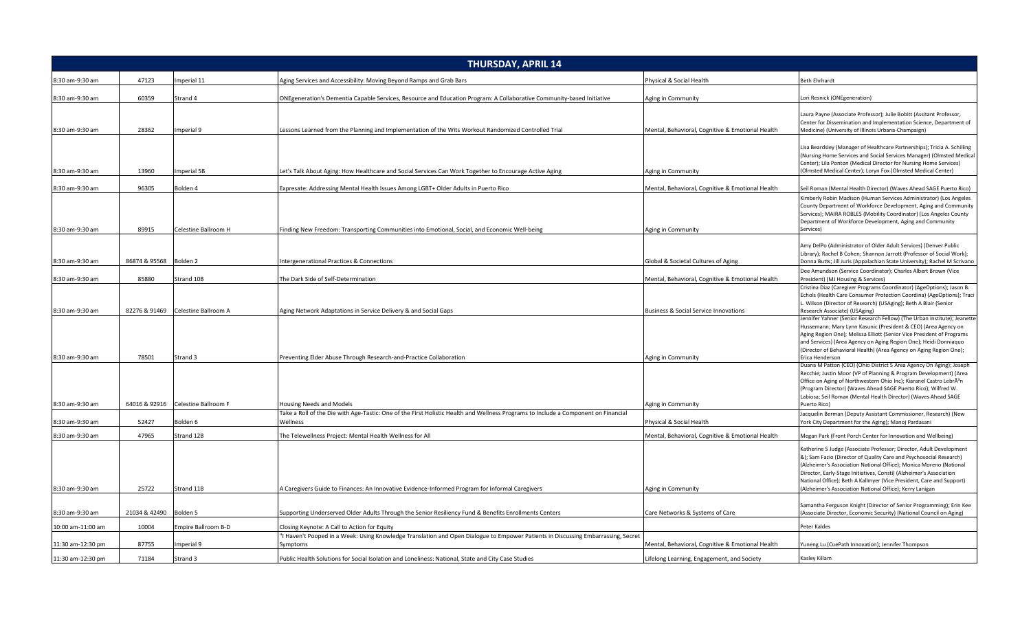| THURSDAY, APRIL 14 | | | | | |
|---|---|---|---|---|---|
| 8:30 am-9:30 am | 47123 | Imperial 11 | Aging Services and Accessibility: Moving Beyond Ramps and Grab Bars | Physical & Social Health | Beth Ehrhardt |
| 8:30 am-9:30 am | 60359 | Strand 4 | ONEgeneration's Dementia Capable Services, Resource and Education Program: A Collaborative Community-based Initiative | Aging in Community | Lori Resnick (ONEgeneration) |
| 8:30 am-9:30 am | 28362 | Imperial 9 | Lessons Learned from the Planning and Implementation of the Wits Workout Randomized Controlled Trial | Mental, Behavioral, Cognitive & Emotional Health | Laura Payne (Associate Professor); Julie Bobitt (Assitant Professor, Center for Dissemination and Implementation Science, Department of Medicine) (University of Illinois Urbana-Champaign) |
| 8:30 am-9:30 am | 13960 | Imperial 5B | Let's Talk About Aging: How Healthcare and Social Services Can Work Together to Encourage Active Aging | Aging in Community | Lisa Beardsley (Manager of Healthcare Partnerships); Tricia A. Schilling (Nursing Home Services and Social Services Manager) (Olmsted Medical Center); Lila Ponton (Medical Director for Nursing Home Services) (Olmsted Medical Center); Loryn Fox (Olmsted Medical Center) |
| 8:30 am-9:30 am | 96305 | Bolden 4 | Expresate: Addressing Mental Health Issues Among LGBT+ Older Adults in Puerto Rico | Mental, Behavioral, Cognitive & Emotional Health | Seil Roman (Mental Health Director) (Waves Ahead SAGE Puerto Rico) |
| 8:30 am-9:30 am | 89915 | Celestine Ballroom H | Finding New Freedom: Transporting Communities into Emotional, Social, and Economic Well-being | Aging in Community | Kimberly Robin Madison (Human Services Administrator) (Los Angeles County Department of Workforce Development, Aging and Community Services); MAIRA ROBLES (Mobility Coordinator) (Los Angeles County Department of Workforce Development, Aging and Community Services) |
| 8:30 am-9:30 am | 86874 & 95568 | Bolden 2 | Intergenerational Practices & Connections | Global & Societal Cultures of Aging | Amy DelPo (Administrator of Older Adult Services) (Denver Public Library); Rachel B Cohen; Shannon Jarrott (Professor of Social Work); Donna Butts; Jill Juris (Appalachian State University); Rachel M Scrivano |
| 8:30 am-9:30 am | 85880 | Strand 10B | The Dark Side of Self-Determination | Mental, Behavioral, Cognitive & Emotional Health | Dee Amundson (Service Coordinator); Charles Albert Brown (Vice President) (MJ Housing & Services) |
| 8:30 am-9:30 am | 82276 & 91469 | Celestine Ballroom A | Aging Network Adaptations in Service Delivery & and Social Gaps | Business & Social Service Innovations | Cristina Diaz (Caregiver Programs Coordinator) (AgeOptions); Jason B. Echols (Health Care Consumer Protection Coordina) (AgeOptions); Traci L. Wilson (Director of Research) (USAging); Beth A Blair (Senior Research Associate) (USAging) |
| 8:30 am-9:30 am | 78501 | Strand 3 | Preventing Elder Abuse Through Research-and-Practice Collaboration | Aging in Community | Jennifer Yahner (Senior Research Fellow) (The Urban Institute); Jeanette Hussemann; Mary Lynn Kasunic (President & CEO) (Area Agency on Aging Region One); Melissa Elliott (Senior Vice President of Programs and Services) (Area Agency on Aging Region One); Heidi Donniaquo (Director of Behavioral Health) (Area Agency on Aging Region One); Erica Henderson |
| 8:30 am-9:30 am | 64016 & 92916 | Celestine Ballroom F | Housing Needs and Models | Aging in Community | Duana M Patton (CEO) (Ohio District 5 Area Agency On Aging); Joseph Recchie; Justin Moor (VP of Planning & Program Development) (Area Office on Aging of Northwestern Ohio Inc); Kiaranel Castro LebrÃ³n (Program Director) (Waves Ahead SAGE Puerto Rico); Wilfred W. Labiosa; Seil Roman (Mental Health Director) (Waves Ahead SAGE Puerto Rico) |
| 8:30 am-9:30 am | 52427 | Bolden 6 | Take a Roll of the Die with Age-Tastic: One of the First Holistic Health and Wellness Programs to Include a Component on Financial Wellness | Physical & Social Health | Jacquelin Berman (Deputy Assistant Commissioner, Research) (New York City Department for the Aging); Manoj Pardasani |
| 8:30 am-9:30 am | 47965 | Strand 12B | The Telewellness Project: Mental Health Wellness for All | Mental, Behavioral, Cognitive & Emotional Health | Megan Park (Front Porch Center for Innovation and Wellbeing) |
| 8:30 am-9:30 am | 25722 | Strand 11B | A Caregivers Guide to Finances: An Innovative Evidence-Informed Program for Informal Caregivers | Aging in Community | Katherine S Judge (Associate Professor; Director, Adult Development &); Sam Fazio (Director of Quality Care and Psychosocial Research) (Alzheimer's Association National Office); Monica Moreno (National Director, Early-Stage Initiatives, Consti) (Alzheimer's Association National Office); Beth A Kallmyer (Vice President, Care and Support) (Alzheimer's Association National Office); Kerry Lanigan |
| 8:30 am-9:30 am | 21034 & 42490 | Bolden 5 | Supporting Underserved Older Adults Through the Senior Resiliency Fund & Benefits Enrollments Centers | Care Networks & Systems of Care | Samantha Ferguson Knight (Director of Senior Programming); Erin Kee (Associate Director, Economic Security) (National Council on Aging) |
| 10:00 am-11:00 am | 10004 | Empire Ballroom B-D | Closing Keynote: A Call to Action for Equity | | Peter Kaldes |
| 11:30 am-12:30 pm | 87755 | Imperial 9 | "I Haven't Pooped in a Week: Using Knowledge Translation and Open Dialogue to Empower Patients in Discussing Embarrassing, Secret Symptoms | Mental, Behavioral, Cognitive & Emotional Health | Yuneng Lu (CuePath Innovation); Jennifer Thompson |
| 11:30 am-12:30 pm | 71184 | Strand 3 | Public Health Solutions for Social Isolation and Loneliness: National, State and City Case Studies | Lifelong Learning, Engagement, and Society | Kasley Killam |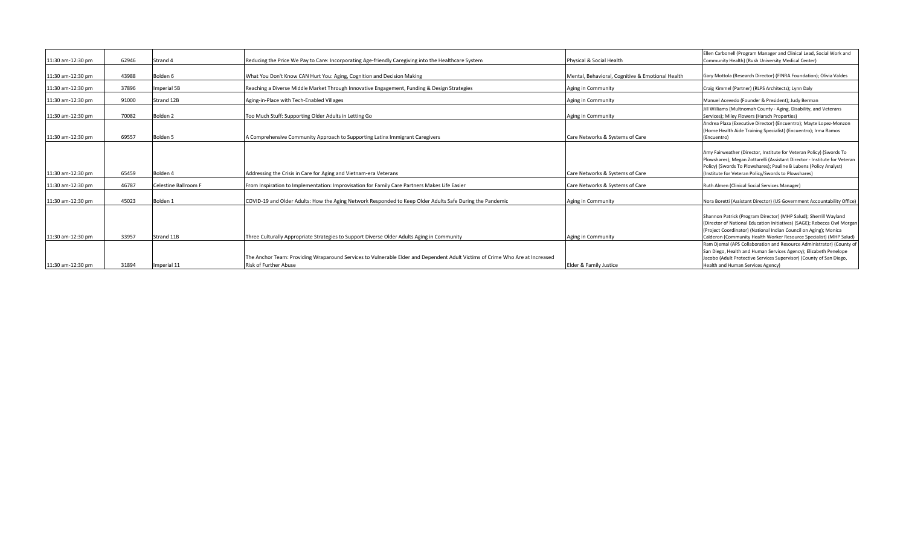| | | | | | |
|---|---|---|---|---|---|
| 11:30 am-12:30 pm | 62946 | Strand 4 | Reducing the Price We Pay to Care: Incorporating Age-friendly Caregiving into the Healthcare System | Physical & Social Health | Ellen Carbonell (Program Manager and Clinical Lead, Social Work and Community Health) (Rush University Medical Center) |
| 11:30 am-12:30 pm | 43988 | Bolden 6 | What You Don't Know CAN Hurt You: Aging, Cognition and Decision Making | Mental, Behavioral, Cognitive & Emotional Health | Gary Mottola (Research Director) (FINRA Foundation); Olivia Valdes |
| 11:30 am-12:30 pm | 37896 | Imperial 5B | Reaching a Diverse Middle Market Through Innovative Engagement, Funding & Design Strategies | Aging in Community | Craig Kimmel (Partner) (RLPS Architects); Lynn Daly |
| 11:30 am-12:30 pm | 91000 | Strand 12B | Aging-in-Place with Tech-Enabled Villages | Aging in Community | Manuel Acevedo (Founder & President); Judy Berman |
| 11:30 am-12:30 pm | 70082 | Bolden 2 | Too Much Stuff: Supporting Older Adults in Letting Go | Aging in Community | Jill Williams (Multnomah County - Aging, Disability, and Veterans Services); Miley Flowers (Harsch Properties) |
| 11:30 am-12:30 pm | 69557 | Bolden 5 | A Comprehensive Community Approach to Supporting Latinx Immigrant Caregivers | Care Networks & Systems of Care | Andrea Plaza (Executive Director) (Encuentro); Mayte Lopez-Monzon (Home Health Aide Training Specialist) (Encuentro); Irma Ramos (Encuentro) |
| 11:30 am-12:30 pm | 65459 | Bolden 4 | Addressing the Crisis in Care for Aging and Vietnam-era Veterans | Care Networks & Systems of Care | Amy Fairweather (Director, Institute for Veteran Policy) (Swords To Plowshares); Megan Zottarelli (Assistant Director - Institute for Veteran Policy) (Swords To Plowshares); Pauline B Lubens (Policy Analyst) (Institute for Veteran Policy/Swords to Plowshares) |
| 11:30 am-12:30 pm | 46787 | Celestine Ballroom F | From Inspiration to Implementation: Improvisation for Family Care Partners Makes Life Easier | Care Networks & Systems of Care | Ruth Almen (Clinical Social Services Manager) |
| 11:30 am-12:30 pm | 45023 | Bolden 1 | COVID-19 and Older Adults: How the Aging Network Responded to Keep Older Adults Safe During the Pandemic | Aging in Community | Nora Boretti (Assistant Director) (US Government Accountability Office) |
| 11:30 am-12:30 pm | 33957 | Strand 11B | Three Culturally Appropriate Strategies to Support Diverse Older Adults Aging in Community | Aging in Community | Shannon Patrick (Program Director) (MHP Salud); Sherrill Wayland (Director of National Education Initiatives) (SAGE); Rebecca Owl Morgan (Project Coordinator) (National Indian Council on Aging); Monica Calderon (Community Health Worker Resource Specialist) (MHP Salud) |
| 11:30 am-12:30 pm | 31894 | Imperial 11 | The Anchor Team: Providing Wraparound Services to Vulnerable Elder and Dependent Adult Victims of Crime Who Are at Increased Risk of Further Abuse | Elder & Family Justice | Ram Djemal (APS Collaboration and Resource Administrator) (County of San Diego, Health and Human Services Agency); Elizabeth Penelope Jacobo (Adult Protective Services Supervisor) (County of San Diego, Health and Human Services Agency) |